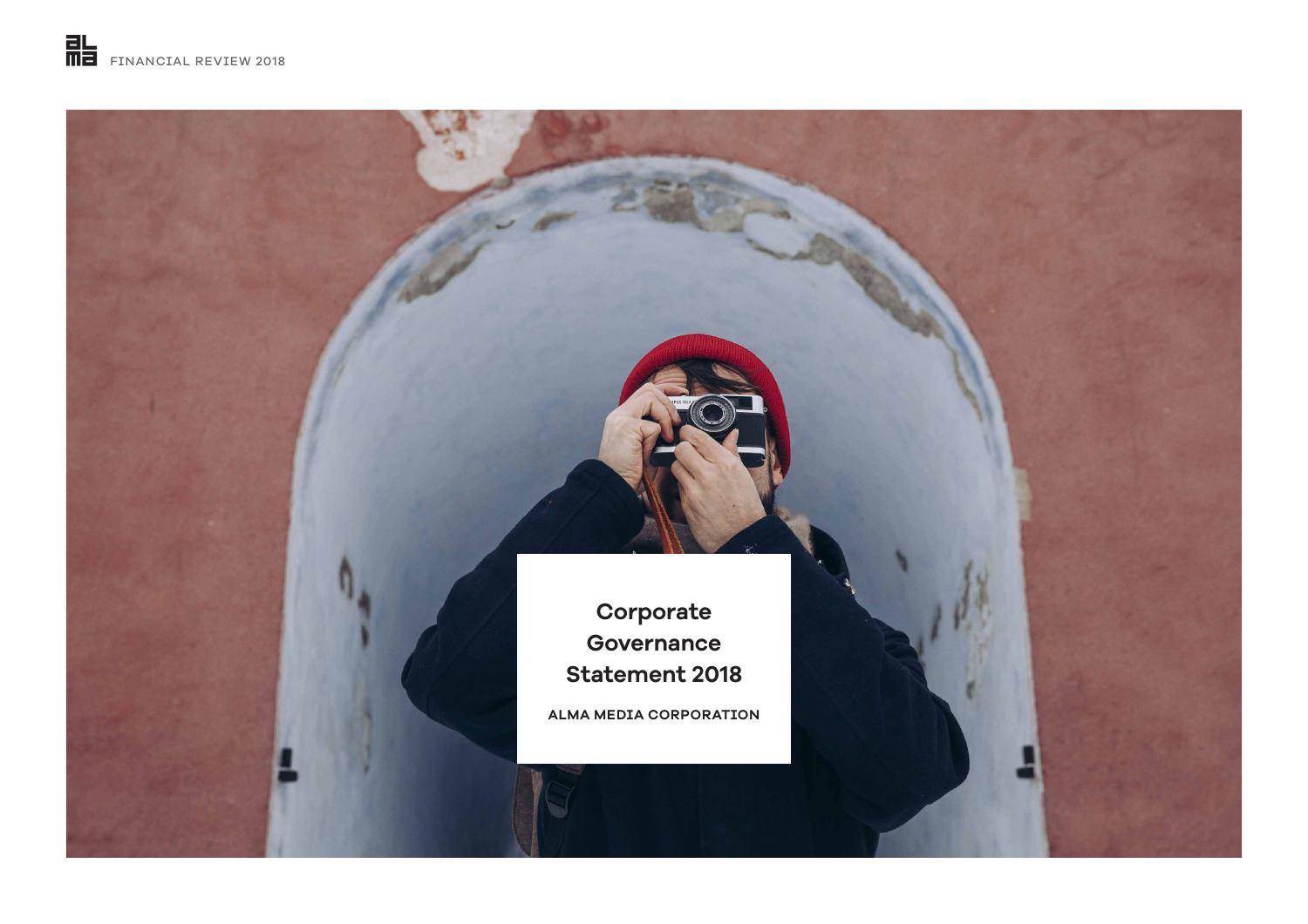# Corporate Governance Statement 2018

ALMA MEDIA CORPORATION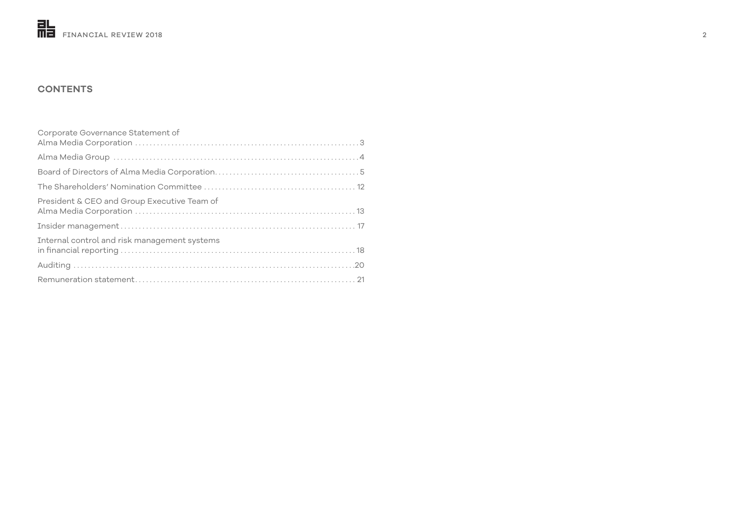## CONTENTS

| | |
|---|---|
| Corporate Governance Statement of Alma Media Corporation | 3 |
| Alma Media Group | 4 |
| Board of Directors of Alma Media Corporation | 5 |
| The Shareholders' Nomination Committee | 12 |
| President & CEO and Group Executive Team of Alma Media Corporation | 13 |
| Insider management | 17 |
| Internal control and risk management systems in financial reporting | 18 |
| Auditing | 20 |
| Remuneration statement | 21 |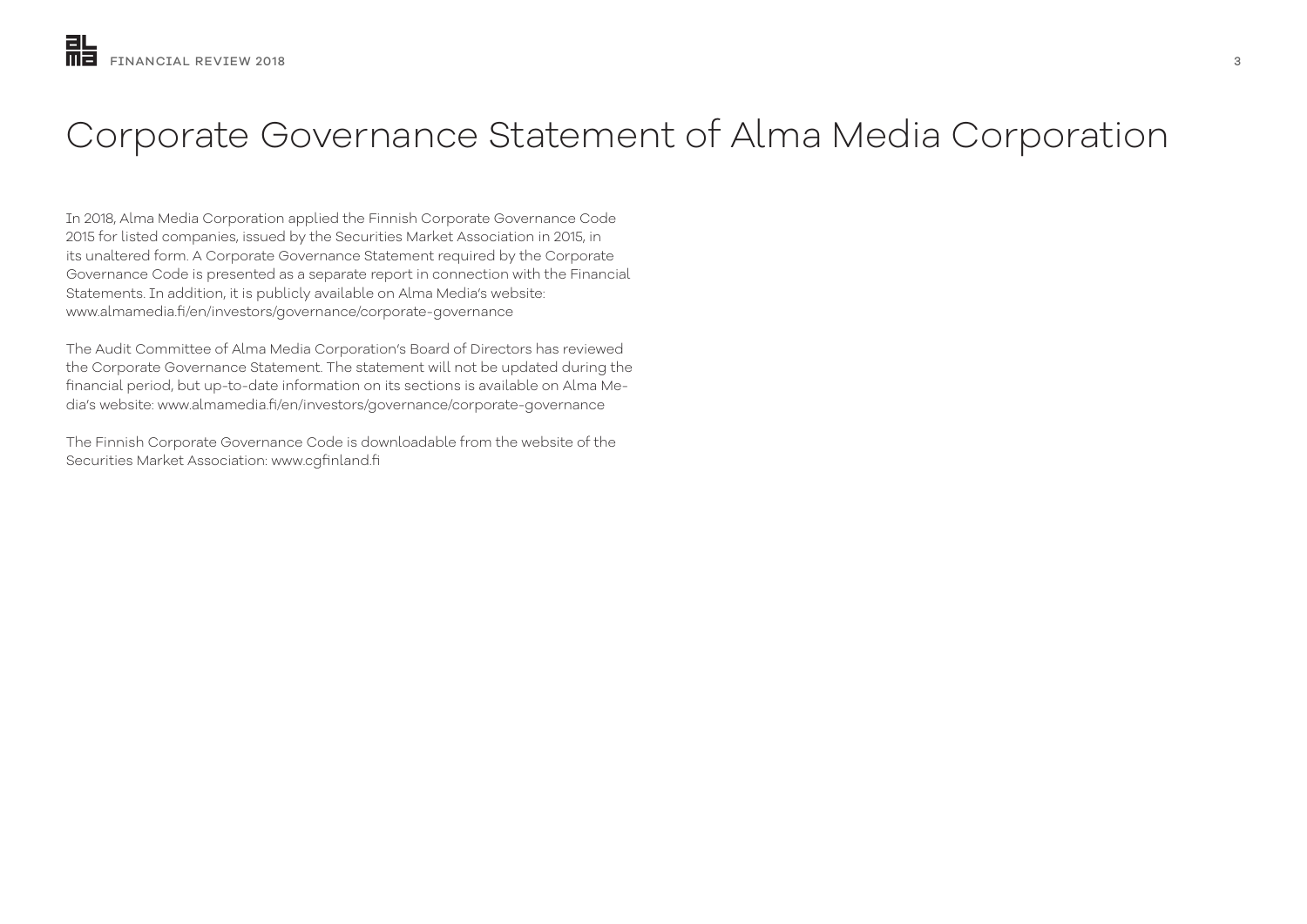# Corporate Governance Statement of Alma Media Corporation

In 2018, Alma Media Corporation applied the Finnish Corporate Governance Code 2015 for listed companies, issued by the Securities Market Association in 2015, in its unaltered form. A Corporate Governance Statement required by the Corporate Governance Code is presented as a separate report in connection with the Financial Statements. In addition, it is publicly available on Alma Media's website: www.almamedia.fi/en/investors/governance/corporate-governance

The Audit Committee of Alma Media Corporation's Board of Directors has reviewed the Corporate Governance Statement. The statement will not be updated during the financial period, but up-to-date information on its sections is available on Alma Media's website: www.almamedia.fi/en/investors/governance/corporate-governance

The Finnish Corporate Governance Code is downloadable from the website of the Securities Market Association: www.cgfinland.fi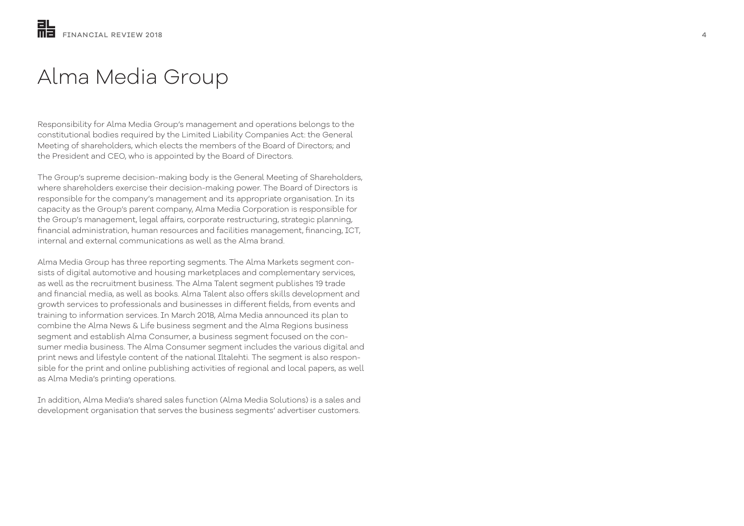# Alma Media Group

Responsibility for Alma Media Group's management and operations belongs to the constitutional bodies required by the Limited Liability Companies Act: the General Meeting of shareholders, which elects the members of the Board of Directors; and the President and CEO, who is appointed by the Board of Directors.

The Group's supreme decision-making body is the General Meeting of Shareholders, where shareholders exercise their decision-making power. The Board of Directors is responsible for the company's management and its appropriate organisation. In its capacity as the Group's parent company, Alma Media Corporation is responsible for the Group's management, legal affairs, corporate restructuring, strategic planning, financial administration, human resources and facilities management, financing, ICT, internal and external communications as well as the Alma brand.

Alma Media Group has three reporting segments. The Alma Markets segment consists of digital automotive and housing marketplaces and complementary services, as well as the recruitment business. The Alma Talent segment publishes 19 trade and financial media, as well as books. Alma Talent also offers skills development and growth services to professionals and businesses in different fields, from events and training to information services. In March 2018, Alma Media announced its plan to combine the Alma News & Life business segment and the Alma Regions business segment and establish Alma Consumer, a business segment focused on the consumer media business. The Alma Consumer segment includes the various digital and print news and lifestyle content of the national Iltalehti. The segment is also responsible for the print and online publishing activities of regional and local papers, as well as Alma Media's printing operations.

In addition, Alma Media's shared sales function (Alma Media Solutions) is a sales and development organisation that serves the business segments' advertiser customers.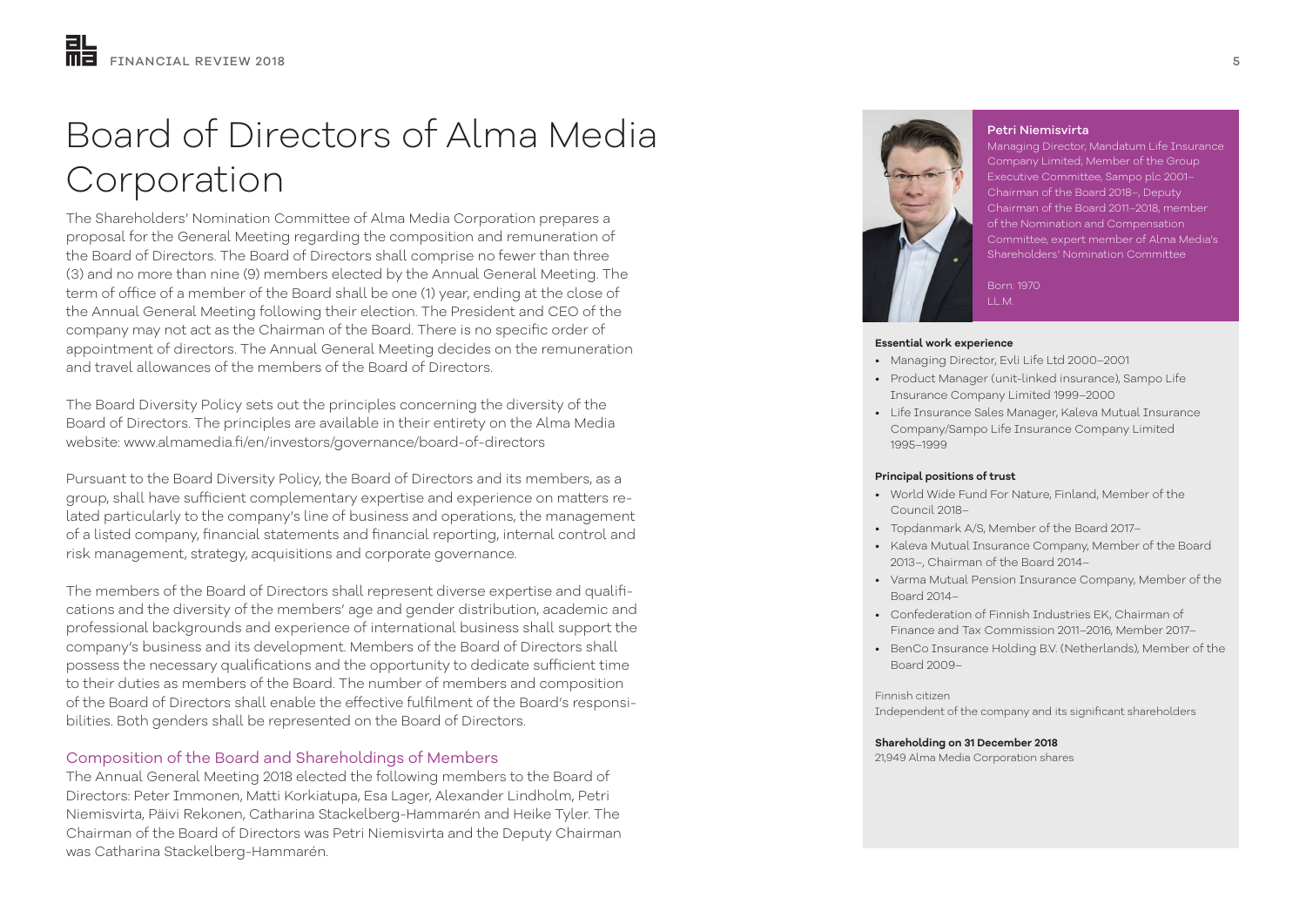# Board of Directors of Alma Media Corporation

The Shareholders' Nomination Committee of Alma Media Corporation prepares a proposal for the General Meeting regarding the composition and remuneration of the Board of Directors. The Board of Directors shall comprise no fewer than three (3) and no more than nine (9) members elected by the Annual General Meeting. The term of office of a member of the Board shall be one (1) year, ending at the close of the Annual General Meeting following their election. The President and CEO of the company may not act as the Chairman of the Board. There is no specific order of appointment of directors. The Annual General Meeting decides on the remuneration and travel allowances of the members of the Board of Directors.

The Board Diversity Policy sets out the principles concerning the diversity of the Board of Directors. The principles are available in their entirety on the Alma Media website: www.almamedia.fi/en/investors/governance/board-of-directors

Pursuant to the Board Diversity Policy, the Board of Directors and its members, as a group, shall have sufficient complementary expertise and experience on matters related particularly to the company's line of business and operations, the management of a listed company, financial statements and financial reporting, internal control and risk management, strategy, acquisitions and corporate governance.

The members of the Board of Directors shall represent diverse expertise and qualifications and the diversity of the members' age and gender distribution, academic and professional backgrounds and experience of international business shall support the company's business and its development. Members of the Board of Directors shall possess the necessary qualifications and the opportunity to dedicate sufficient time to their duties as members of the Board. The number of members and composition of the Board of Directors shall enable the effective fulfilment of the Board's responsibilities. Both genders shall be represented on the Board of Directors.

## Composition of the Board and Shareholdings of Members

The Annual General Meeting 2018 elected the following members to the Board of Directors: Peter Immonen, Matti Korkiatupa, Esa Lager, Alexander Lindholm, Petri Niemisvirta, Päivi Rekonen, Catharina Stackelberg-Hammarén and Heike Tyler. The Chairman of the Board of Directors was Petri Niemisvirta and the Deputy Chairman was Catharina Stackelberg-Hammarén.

### Petri Niemisvirta

Managing Director, Mandatum Life Insurance Company Limited, Member of the Group Executive Committee, Sampo plc 2001–
Chairman of the Board 2018–, Deputy Chairman of the Board 2011–2018, member of the Nomination and Compensation Committee, expert member of Alma Media's Shareholders' Nomination Committee

Born: 1970
LL.M.

**Essential work experience**

- Managing Director, Evli Life Ltd 2000–2001
- Product Manager (unit-linked insurance), Sampo Life Insurance Company Limited 1999–2000
- Life Insurance Sales Manager, Kaleva Mutual Insurance Company/Sampo Life Insurance Company Limited 1995–1999

**Principal positions of trust**

- World Wide Fund For Nature, Finland, Member of the Council 2018–
- Topdanmark A/S, Member of the Board 2017–
- Kaleva Mutual Insurance Company, Member of the Board 2013–, Chairman of the Board 2014–
- Varma Mutual Pension Insurance Company, Member of the Board 2014–
- Confederation of Finnish Industries EK, Chairman of Finance and Tax Commission 2011–2016, Member 2017–
- BenCo Insurance Holding B.V. (Netherlands), Member of the Board 2009–

Finnish citizen
Independent of the company and its significant shareholders

**Shareholding on 31 December 2018**
21,949 Alma Media Corporation shares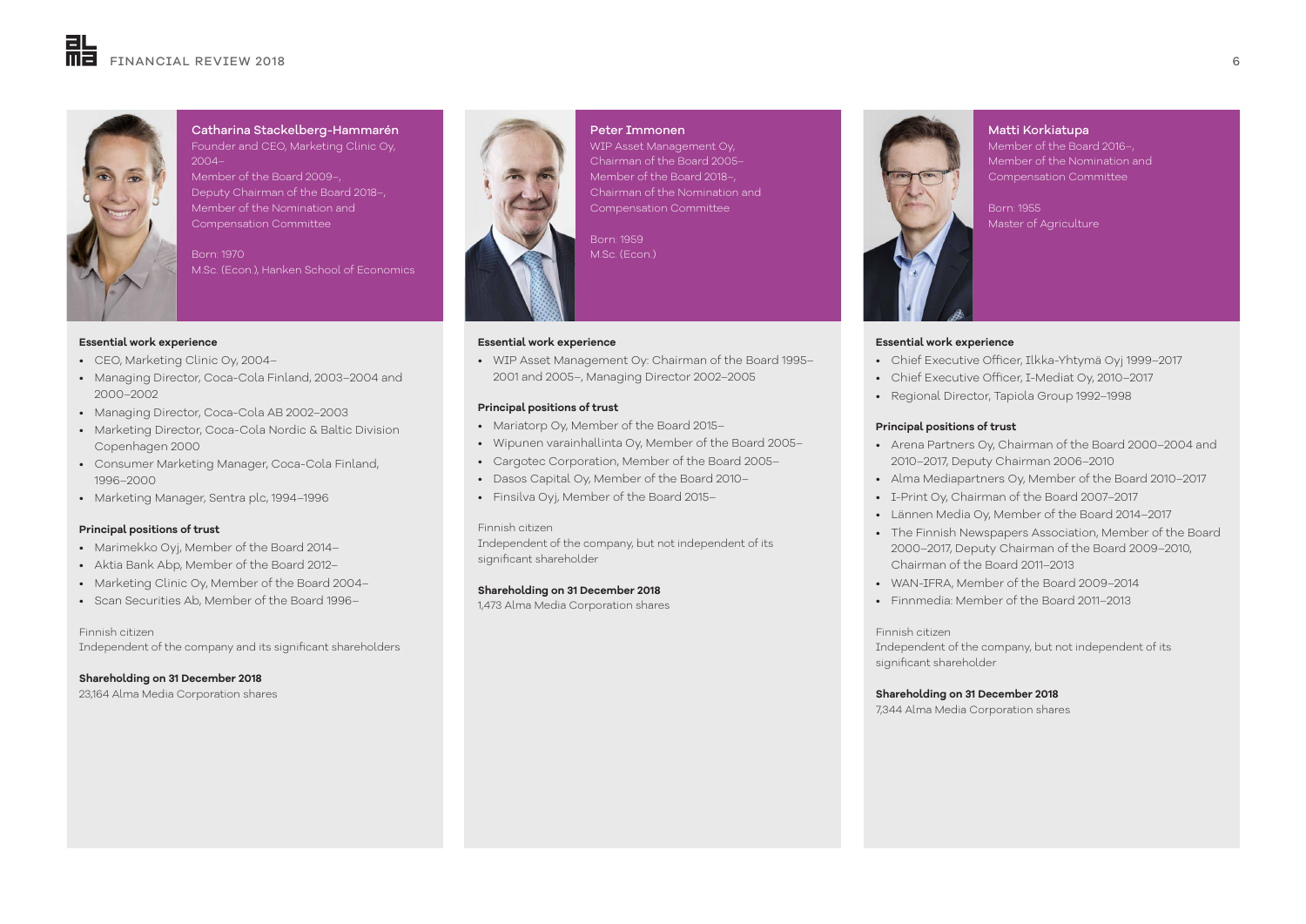## Catharina Stackelberg-Hammarén

Founder and CEO, Marketing Clinic Oy, 2004–
Member of the Board 2009–,
Deputy Chairman of the Board 2018–,
Member of the Nomination and Compensation Committee

Born: 1970
M.Sc. (Econ.), Hanken School of Economics

**Essential work experience**

- CEO, Marketing Clinic Oy, 2004–
- Managing Director, Coca-Cola Finland, 2003–2004 and 2000–2002
- Managing Director, Coca-Cola AB 2002–2003
- Marketing Director, Coca-Cola Nordic & Baltic Division Copenhagen 2000
- Consumer Marketing Manager, Coca-Cola Finland, 1996–2000
- Marketing Manager, Sentra plc, 1994–1996

**Principal positions of trust**

- Marimekko Oyj, Member of the Board 2014–
- Aktia Bank Abp, Member of the Board 2012–
- Marketing Clinic Oy, Member of the Board 2004–
- Scan Securities Ab, Member of the Board 1996–

Finnish citizen
Independent of the company and its significant shareholders

**Shareholding on 31 December 2018**
23,164 Alma Media Corporation shares

## Peter Immonen

WIP Asset Management Oy,
Chairman of the Board 2005–
Member of the Board 2018–,
Chairman of the Nomination and Compensation Committee

Born: 1959
M.Sc. (Econ.)

**Essential work experience**

- WIP Asset Management Oy: Chairman of the Board 1995–2001 and 2005–, Managing Director 2002–2005

**Principal positions of trust**

- Mariatorp Oy, Member of the Board 2015–
- Wipunen varainhallinta Oy, Member of the Board 2005–
- Cargotec Corporation, Member of the Board 2005–
- Dasos Capital Oy, Member of the Board 2010–
- Finsilva Oyj, Member of the Board 2015–

Finnish citizen
Independent of the company, but not independent of its significant shareholder

**Shareholding on 31 December 2018**
1,473 Alma Media Corporation shares

## Matti Korkiatupa

Member of the Board 2016–,
Member of the Nomination and Compensation Committee

Born: 1955
Master of Agriculture

**Essential work experience**

- Chief Executive Officer, Ilkka-Yhtymä Oyj 1999–2017
- Chief Executive Officer, I-Mediat Oy, 2010–2017
- Regional Director, Tapiola Group 1992–1998

**Principal positions of trust**

- Arena Partners Oy, Chairman of the Board 2000–2004 and 2010–2017, Deputy Chairman 2006–2010
- Alma Mediapartners Oy, Member of the Board 2010–2017
- I-Print Oy, Chairman of the Board 2007–2017
- Lännen Media Oy, Member of the Board 2014–2017
- The Finnish Newspapers Association, Member of the Board 2000–2017, Deputy Chairman of the Board 2009–2010, Chairman of the Board 2011–2013
- WAN-IFRA, Member of the Board 2009–2014
- Finnmedia: Member of the Board 2011–2013

Finnish citizen
Independent of the company, but not independent of its significant shareholder

**Shareholding on 31 December 2018**
7,344 Alma Media Corporation shares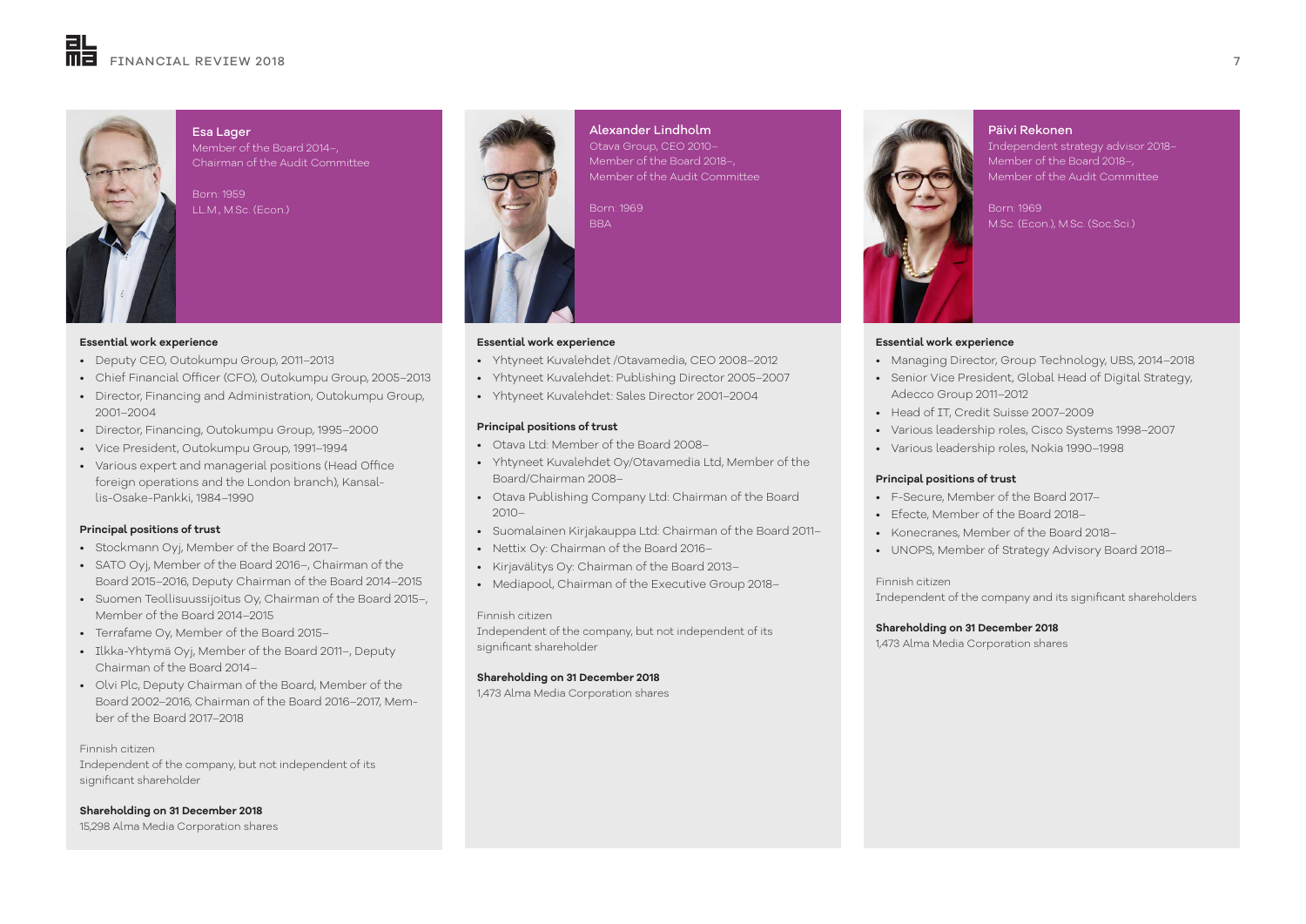## Esa Lager

Member of the Board 2014–,
Chairman of the Audit Committee

Born: 1959
LL.M., M.Sc. (Econ.)

**Essential work experience**

- Deputy CEO, Outokumpu Group, 2011–2013
- Chief Financial Officer (CFO), Outokumpu Group, 2005–2013
- Director, Financing and Administration, Outokumpu Group, 2001–2004
- Director, Financing, Outokumpu Group, 1995–2000
- Vice President, Outokumpu Group, 1991–1994
- Various expert and managerial positions (Head Office foreign operations and the London branch), Kansallis-Osake-Pankki, 1984–1990

**Principal positions of trust**

- Stockmann Oyj, Member of the Board 2017–
- SATO Oyj, Member of the Board 2016–, Chairman of the Board 2015–2016, Deputy Chairman of the Board 2014–2015
- Suomen Teollisuussijoitus Oy, Chairman of the Board 2015–, Member of the Board 2014–2015
- Terrafame Oy, Member of the Board 2015–
- Ilkka-Yhtymä Oyj, Member of the Board 2011–, Deputy Chairman of the Board 2014–
- Olvi Plc, Deputy Chairman of the Board, Member of the Board 2002–2016, Chairman of the Board 2016–2017, Member of the Board 2017–2018

Finnish citizen
Independent of the company, but not independent of its significant shareholder

**Shareholding on 31 December 2018**
15,298 Alma Media Corporation shares

## Alexander Lindholm

Otava Group, CEO 2010–
Member of the Board 2018–,
Member of the Audit Committee

Born: 1969
BBA

**Essential work experience**

- Yhtyneet Kuvalehdet /Otavamedia, CEO 2008–2012
- Yhtyneet Kuvalehdet: Publishing Director 2005–2007
- Yhtyneet Kuvalehdet: Sales Director 2001–2004

**Principal positions of trust**

- Otava Ltd: Member of the Board 2008–
- Yhtyneet Kuvalehdet Oy/Otavamedia Ltd, Member of the Board/Chairman 2008–
- Otava Publishing Company Ltd: Chairman of the Board 2010–
- Suomalainen Kirjakauppa Ltd: Chairman of the Board 2011–
- Nettix Oy: Chairman of the Board 2016–
- Kirjavälitys Oy: Chairman of the Board 2013–
- Mediapool, Chairman of the Executive Group 2018–

Finnish citizen
Independent of the company, but not independent of its significant shareholder

**Shareholding on 31 December 2018**
1,473 Alma Media Corporation shares

## Päivi Rekonen

Independent strategy advisor 2018–
Member of the Board 2018–,
Member of the Audit Committee

Born: 1969
M.Sc. (Econ.), M.Sc. (Soc.Sci.)

**Essential work experience**

- Managing Director, Group Technology, UBS, 2014–2018
- Senior Vice President, Global Head of Digital Strategy, Adecco Group 2011–2012
- Head of IT, Credit Suisse 2007–2009
- Various leadership roles, Cisco Systems 1998–2007
- Various leadership roles, Nokia 1990–1998

**Principal positions of trust**

- F-Secure, Member of the Board 2017–
- Efecte, Member of the Board 2018–
- Konecranes, Member of the Board 2018–
- UNOPS, Member of Strategy Advisory Board 2018–

Finnish citizen
Independent of the company and its significant shareholders

**Shareholding on 31 December 2018**
1,473 Alma Media Corporation shares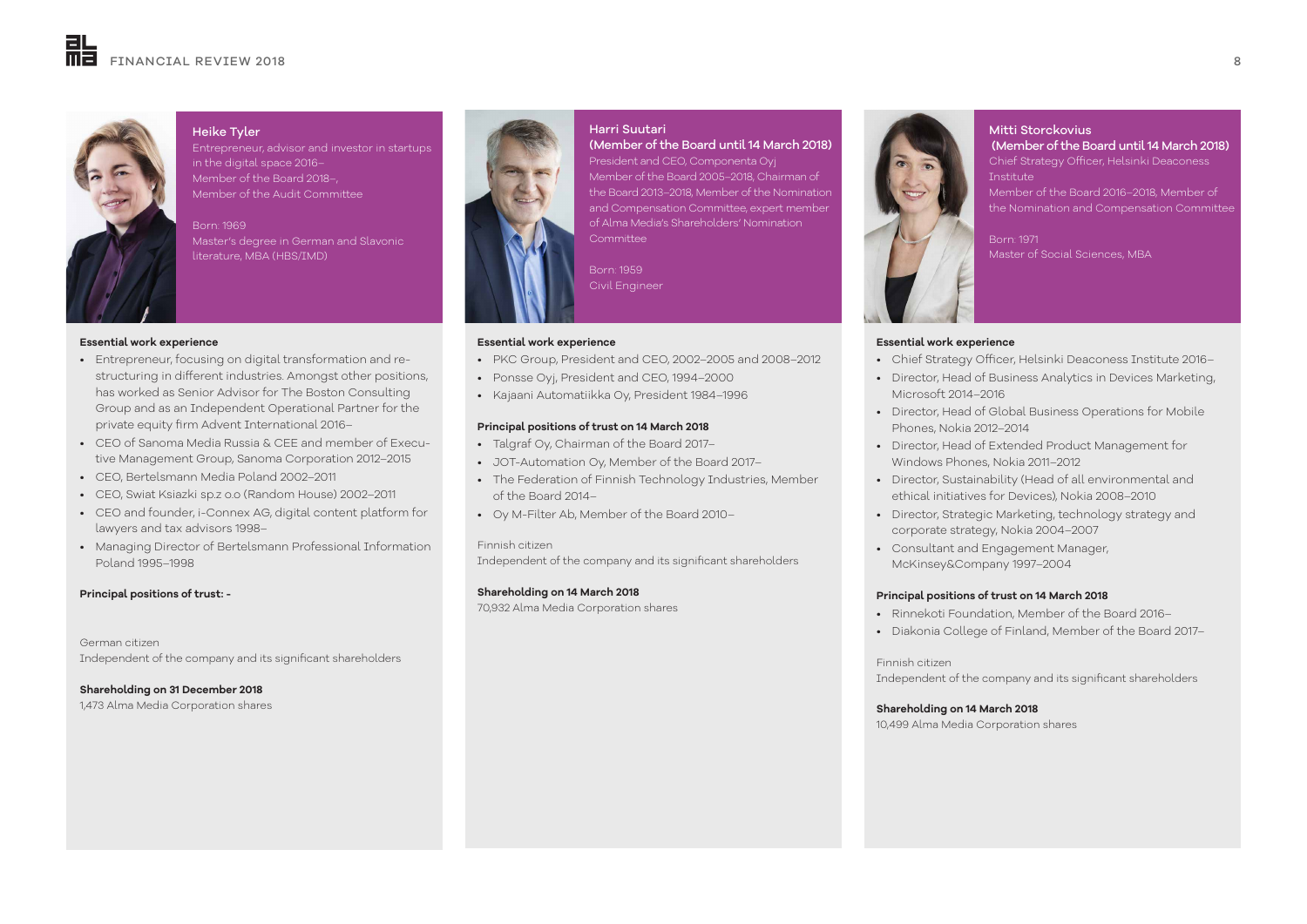## Heike Tyler

Entrepreneur, advisor and investor in startups in the digital space 2016–
Member of the Board 2018–,
Member of the Audit Committee

Born: 1969
Master's degree in German and Slavonic literature, MBA (HBS/IMD)

**Essential work experience**

- Entrepreneur, focusing on digital transformation and re-structuring in different industries. Amongst other positions, has worked as Senior Advisor for The Boston Consulting Group and as an Independent Operational Partner for the private equity firm Advent International 2016–
- CEO of Sanoma Media Russia & CEE and member of Executive Management Group, Sanoma Corporation 2012–2015
- CEO, Bertelsmann Media Poland 2002–2011
- CEO, Swiat Ksiazki sp.z o.o (Random House) 2002–2011
- CEO and founder, i-Connex AG, digital content platform for lawyers and tax advisors 1998–
- Managing Director of Bertelsmann Professional Information Poland 1995–1998

**Principal positions of trust: -**

German citizen
Independent of the company and its significant shareholders

**Shareholding on 31 December 2018**
1,473 Alma Media Corporation shares

## Harri Suutari (Member of the Board until 14 March 2018)

President and CEO, Componenta Oyj
Member of the Board 2005–2018, Chairman of the Board 2013–2018, Member of the Nomination and Compensation Committee, expert member of Alma Media's Shareholders' Nomination Committee

Born: 1959
Civil Engineer

**Essential work experience**

- PKC Group, President and CEO, 2002–2005 and 2008–2012
- Ponsse Oyj, President and CEO, 1994–2000
- Kajaani Automatiikka Oy, President 1984–1996

**Principal positions of trust on 14 March 2018**

- Talgraf Oy, Chairman of the Board 2017–
- JOT-Automation Oy, Member of the Board 2017–
- The Federation of Finnish Technology Industries, Member of the Board 2014–
- Oy M-Filter Ab, Member of the Board 2010–

Finnish citizen
Independent of the company and its significant shareholders

**Shareholding on 14 March 2018**
70,932 Alma Media Corporation shares

## Mitti Storckovius (Member of the Board until 14 March 2018)

Chief Strategy Officer, Helsinki Deaconess Institute
Member of the Board 2016–2018, Member of the Nomination and Compensation Committee

Born: 1971
Master of Social Sciences, MBA

**Essential work experience**

- Chief Strategy Officer, Helsinki Deaconess Institute 2016–
- Director, Head of Business Analytics in Devices Marketing, Microsoft 2014–2016
- Director, Head of Global Business Operations for Mobile Phones, Nokia 2012–2014
- Director, Head of Extended Product Management for Windows Phones, Nokia 2011–2012
- Director, Sustainability (Head of all environmental and ethical initiatives for Devices), Nokia 2008–2010
- Director, Strategic Marketing, technology strategy and corporate strategy, Nokia 2004–2007
- Consultant and Engagement Manager, McKinsey&Company 1997–2004

**Principal positions of trust on 14 March 2018**

- Rinnekoti Foundation, Member of the Board 2016–
- Diakonia College of Finland, Member of the Board 2017–

Finnish citizen
Independent of the company and its significant shareholders

**Shareholding on 14 March 2018**
10,499 Alma Media Corporation shares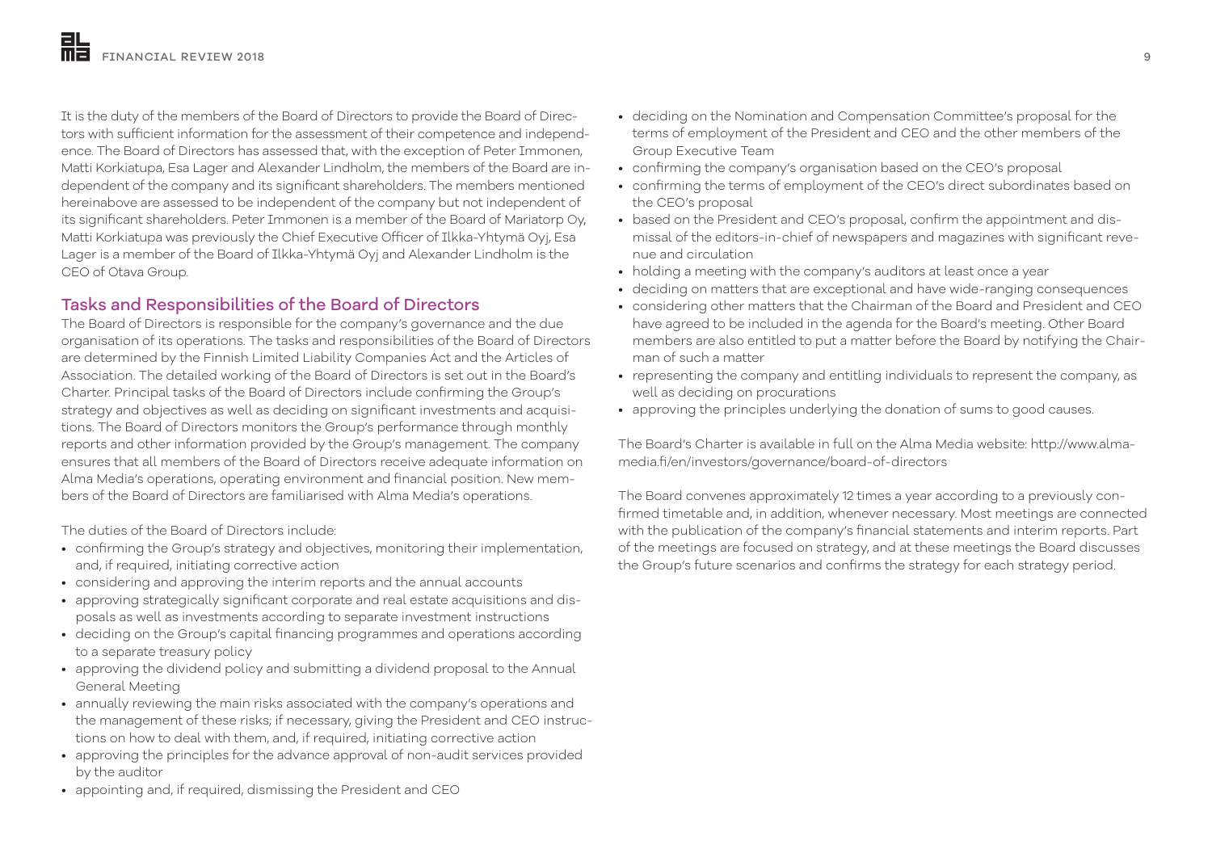It is the duty of the members of the Board of Directors to provide the Board of Directors with sufficient information for the assessment of their competence and independence. The Board of Directors has assessed that, with the exception of Peter Immonen, Matti Korkiatupa, Esa Lager and Alexander Lindholm, the members of the Board are independent of the company and its significant shareholders. The members mentioned hereinabove are assessed to be independent of the company but not independent of its significant shareholders. Peter Immonen is a member of the Board of Mariatorp Oy, Matti Korkiatupa was previously the Chief Executive Officer of Ilkka-Yhtymä Oyj, Esa Lager is a member of the Board of Ilkka-Yhtymä Oyj and Alexander Lindholm is the CEO of Otava Group.

## Tasks and Responsibilities of the Board of Directors

The Board of Directors is responsible for the company's governance and the due organisation of its operations. The tasks and responsibilities of the Board of Directors are determined by the Finnish Limited Liability Companies Act and the Articles of Association. The detailed working of the Board of Directors is set out in the Board's Charter. Principal tasks of the Board of Directors include confirming the Group's strategy and objectives as well as deciding on significant investments and acquisitions. The Board of Directors monitors the Group's performance through monthly reports and other information provided by the Group's management. The company ensures that all members of the Board of Directors receive adequate information on Alma Media's operations, operating environment and financial position. New members of the Board of Directors are familiarised with Alma Media's operations.

The duties of the Board of Directors include:

- confirming the Group's strategy and objectives, monitoring their implementation, and, if required, initiating corrective action
- considering and approving the interim reports and the annual accounts
- approving strategically significant corporate and real estate acquisitions and disposals as well as investments according to separate investment instructions
- deciding on the Group's capital financing programmes and operations according to a separate treasury policy
- approving the dividend policy and submitting a dividend proposal to the Annual General Meeting
- annually reviewing the main risks associated with the company's operations and the management of these risks; if necessary, giving the President and CEO instructions on how to deal with them, and, if required, initiating corrective action
- approving the principles for the advance approval of non-audit services provided by the auditor
- appointing and, if required, dismissing the President and CEO
- deciding on the Nomination and Compensation Committee's proposal for the terms of employment of the President and CEO and the other members of the Group Executive Team
- confirming the company's organisation based on the CEO's proposal
- confirming the terms of employment of the CEO's direct subordinates based on the CEO's proposal
- based on the President and CEO's proposal, confirm the appointment and dismissal of the editors-in-chief of newspapers and magazines with significant revenue and circulation
- holding a meeting with the company's auditors at least once a year
- deciding on matters that are exceptional and have wide-ranging consequences
- considering other matters that the Chairman of the Board and President and CEO have agreed to be included in the agenda for the Board's meeting. Other Board members are also entitled to put a matter before the Board by notifying the Chairman of such a matter
- representing the company and entitling individuals to represent the company, as well as deciding on procurations
- approving the principles underlying the donation of sums to good causes.

The Board's Charter is available in full on the Alma Media website: http://www.almamedia.fi/en/investors/governance/board-of-directors

The Board convenes approximately 12 times a year according to a previously confirmed timetable and, in addition, whenever necessary. Most meetings are connected with the publication of the company's financial statements and interim reports. Part of the meetings are focused on strategy, and at these meetings the Board discusses the Group's future scenarios and confirms the strategy for each strategy period.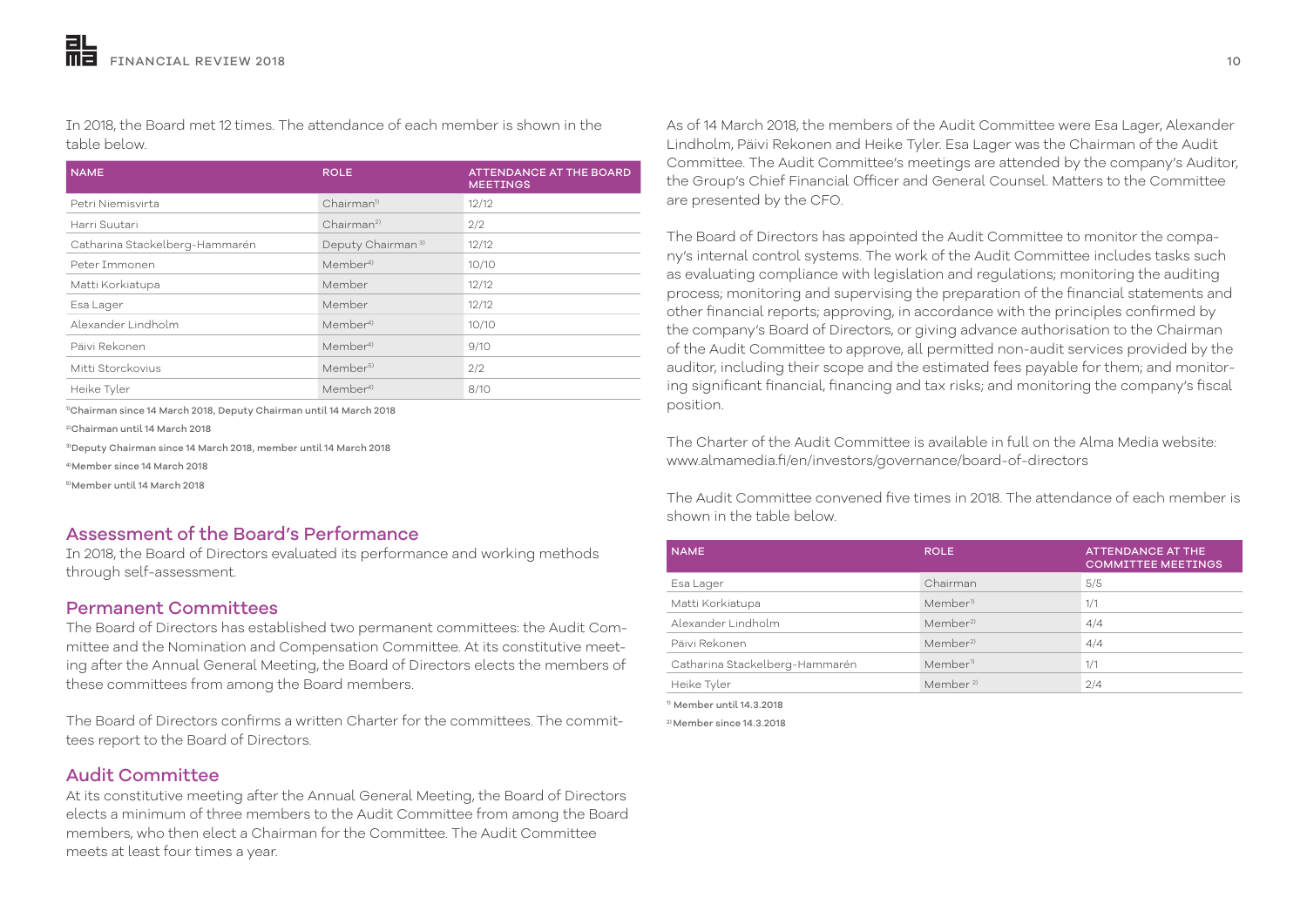In 2018, the Board met 12 times. The attendance of each member is shown in the table below.

| NAME | ROLE | ATTENDANCE AT THE BOARD MEETINGS |
|---|---|---|
| Petri Niemisvirta | Chairman[1] | 12/12 |
| Harri Suutari | Chairman[2] | 2/2 |
| Catharina Stackelberg-Hammarén | Deputy Chairman[3] | 12/12 |
| Peter Immonen | Member[4] | 10/10 |
| Matti Korkiatupa | Member | 12/12 |
| Esa Lager | Member | 12/12 |
| Alexander Lindholm | Member[4] | 10/10 |
| Päivi Rekonen | Member[4] | 9/10 |
| Mitti Storckovius | Member[5] | 2/2 |
| Heike Tyler | Member[4] | 8/10 |

[1] Chairman since 14 March 2018, Deputy Chairman until 14 March 2018

[2] Chairman until 14 March 2018

[3] Deputy Chairman since 14 March 2018, member until 14 March 2018

[4] Member since 14 March 2018

[5] Member until 14 March 2018

## Assessment of the Board's Performance

In 2018, the Board of Directors evaluated its performance and working methods through self-assessment.

## Permanent Committees

The Board of Directors has established two permanent committees: the Audit Committee and the Nomination and Compensation Committee. At its constitutive meeting after the Annual General Meeting, the Board of Directors elects the members of these committees from among the Board members.

The Board of Directors confirms a written Charter for the committees. The committees report to the Board of Directors.

## Audit Committee

At its constitutive meeting after the Annual General Meeting, the Board of Directors elects a minimum of three members to the Audit Committee from among the Board members, who then elect a Chairman for the Committee. The Audit Committee meets at least four times a year.

As of 14 March 2018, the members of the Audit Committee were Esa Lager, Alexander Lindholm, Päivi Rekonen and Heike Tyler. Esa Lager was the Chairman of the Audit Committee. The Audit Committee's meetings are attended by the company's Auditor, the Group's Chief Financial Officer and General Counsel. Matters to the Committee are presented by the CFO.

The Board of Directors has appointed the Audit Committee to monitor the company's internal control systems. The work of the Audit Committee includes tasks such as evaluating compliance with legislation and regulations; monitoring the auditing process; monitoring and supervising the preparation of the financial statements and other financial reports; approving, in accordance with the principles confirmed by the company's Board of Directors, or giving advance authorisation to the Chairman of the Audit Committee to approve, all permitted non-audit services provided by the auditor, including their scope and the estimated fees payable for them; and monitoring significant financial, financing and tax risks; and monitoring the company's fiscal position.

The Charter of the Audit Committee is available in full on the Alma Media website: www.almamedia.fi/en/investors/governance/board-of-directors

The Audit Committee convened five times in 2018. The attendance of each member is shown in the table below.

| NAME | ROLE | ATTENDANCE AT THE COMMITTEE MEETINGS |
|---|---|---|
| Esa Lager | Chairman | 5/5 |
| Matti Korkiatupa | Member[1] | 1/1 |
| Alexander Lindholm | Member[2] | 4/4 |
| Päivi Rekonen | Member[2] | 4/4 |
| Catharina Stackelberg-Hammarén | Member[1] | 1/1 |
| Heike Tyler | Member[2] | 2/4 |

[1] Member until 14.3.2018

[2] Member since 14.3.2018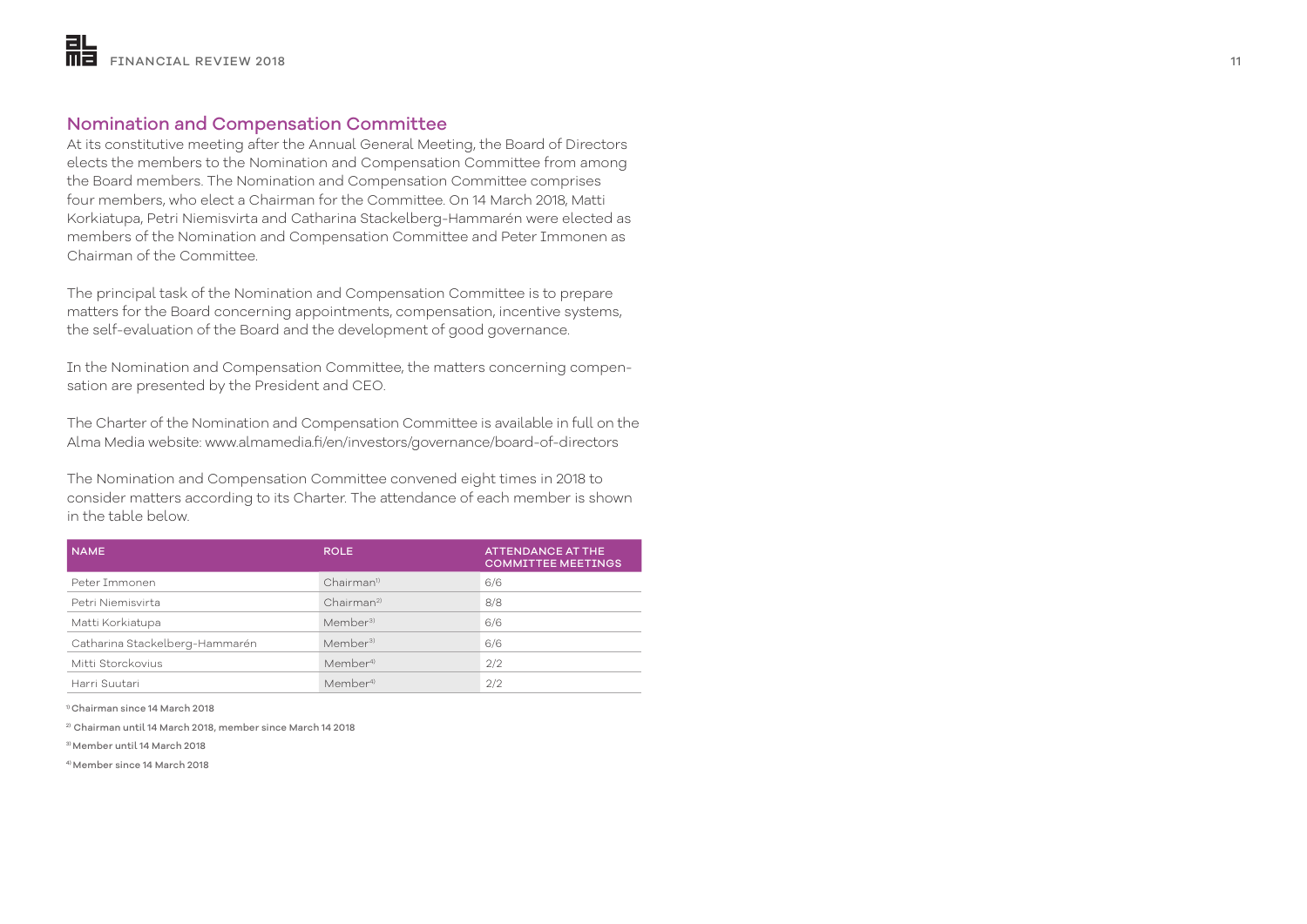## Nomination and Compensation Committee

At its constitutive meeting after the Annual General Meeting, the Board of Directors elects the members to the Nomination and Compensation Committee from among the Board members. The Nomination and Compensation Committee comprises four members, who elect a Chairman for the Committee. On 14 March 2018, Matti Korkiatupa, Petri Niemisvirta and Catharina Stackelberg-Hammarén were elected as members of the Nomination and Compensation Committee and Peter Immonen as Chairman of the Committee.

The principal task of the Nomination and Compensation Committee is to prepare matters for the Board concerning appointments, compensation, incentive systems, the self-evaluation of the Board and the development of good governance.

In the Nomination and Compensation Committee, the matters concerning compensation are presented by the President and CEO.

The Charter of the Nomination and Compensation Committee is available in full on the Alma Media website: www.almamedia.fi/en/investors/governance/board-of-directors

The Nomination and Compensation Committee convened eight times in 2018 to consider matters according to its Charter. The attendance of each member is shown in the table below.

| NAME | ROLE | ATTENDANCE AT THE COMMITTEE MEETINGS |
|---|---|---|
| Peter Immonen | Chairman[1] | 6/6 |
| Petri Niemisvirta | Chairman[2] | 8/8 |
| Matti Korkiatupa | Member[3] | 6/6 |
| Catharina Stackelberg-Hammarén | Member[3] | 6/6 |
| Mitti Storckovius | Member[4] | 2/2 |
| Harri Suutari | Member[4] | 2/2 |

[1] Chairman since 14 March 2018

[2] Chairman until 14 March 2018, member since March 14 2018

[3] Member until 14 March 2018

[4] Member since 14 March 2018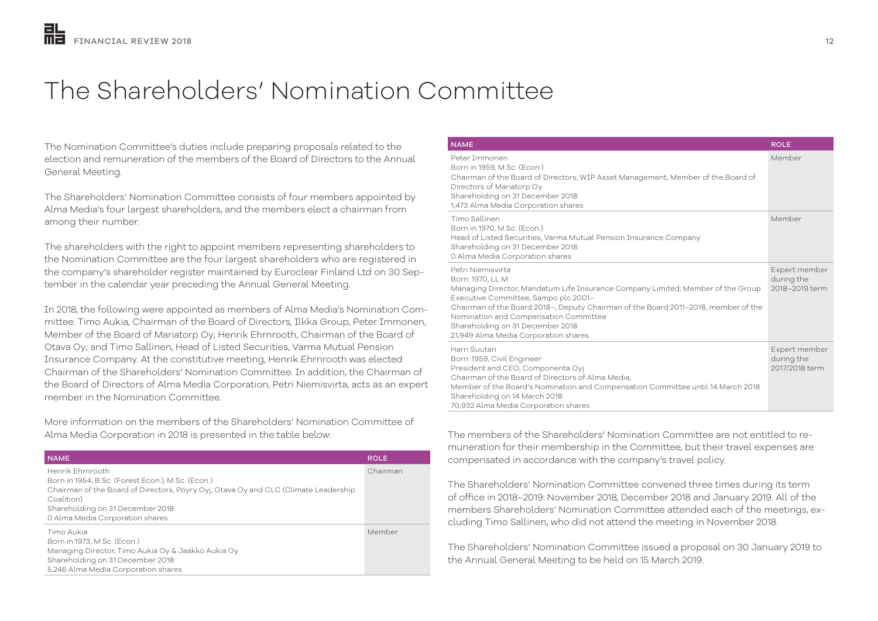# The Shareholders' Nomination Committee

The Nomination Committee's duties include preparing proposals related to the election and remuneration of the members of the Board of Directors to the Annual General Meeting.

The Shareholders' Nomination Committee consists of four members appointed by Alma Media's four largest shareholders, and the members elect a chairman from among their number.

The shareholders with the right to appoint members representing shareholders to the Nomination Committee are the four largest shareholders who are registered in the company's shareholder register maintained by Euroclear Finland Ltd on 30 September in the calendar year preceding the Annual General Meeting.

In 2018, the following were appointed as members of Alma Media's Nomination Committee: Timo Aukia, Chairman of the Board of Directors, Ilkka Group; Peter Immonen, Member of the Board of Mariatorp Oy; Henrik Ehrnrooth, Chairman of the Board of Otava Oy; and Timo Sallinen, Head of Listed Securities, Varma Mutual Pension Insurance Company. At the constitutive meeting, Henrik Ehrnrooth was elected Chairman of the Shareholders' Nomination Committee. In addition, the Chairman of the Board of Directors of Alma Media Corporation, Petri Niemisvirta, acts as an expert member in the Nomination Committee.

More information on the members of the Shareholders' Nomination Committee of Alma Media Corporation in 2018 is presented in the table below:

| NAME | ROLE |
|---|---|
| Henrik Ehrnrooth<br>Born in 1954, B.Sc. (Forest Econ.), M.Sc. (Econ.)<br>Chairman of the Board of Directors, Pöyry Oyj, Otava Oy and CLC (Climate Leadership Coalition)<br>Shareholding on 31 December 2018:<br>0 Alma Media Corporation shares | Chairman |
| Timo Aukia<br>Born in 1973, M.Sc. (Econ.)<br>Managing Director, Timo Aukia Oy & Jaakko Aukia Oy<br>Shareholding on 31 December 2018:<br>5,246 Alma Media Corporation shares | Member |
| Peter Immonen<br>Born in 1959, M.Sc. (Econ.)<br>Chairman of the Board of Directors, WIP Asset Management, Member of the Board of Directors of Mariatorp Oy<br>Shareholding on 31 December 2018:<br>1,473 Alma Media Corporation shares | Member |
| Timo Sallinen<br>Born in 1970, M.Sc. (Econ.)<br>Head of Listed Securities, Varma Mutual Pension Insurance Company<br>Shareholding on 31 December 2018:<br>0 Alma Media Corporation shares | Member |
| Petri Niemisvirta<br>Born: 1970, LL.M.<br>Managing Director, Mandatum Life Insurance Company Limited; Member of the Group Executive Committee, Sampo plc 2001–<br>Chairman of the Board 2018–, Deputy Chairman of the Board 2011–2018, member of the Nomination and Compensation Committee<br>Shareholding on 31 December 2018:<br>21,949 Alma Media Corporation shares | Expert member during the 2018–2019 term |
| Harri Suutari<br>Born: 1959, Civil Engineer<br>President and CEO, Componenta Oyj<br>Chairman of the Board of Directors of Alma Media,<br>Member of the Board's Nomination and Compensation Committee until 14 March 2018<br>Shareholding on 14 March 2018:<br>70,932 Alma Media Corporation shares | Expert member during the 2017/2018 term |

The members of the Shareholders' Nomination Committee are not entitled to remuneration for their membership in the Committee, but their travel expenses are compensated in accordance with the company's travel policy.

The Shareholders' Nomination Committee convened three times during its term of office in 2018–2019: November 2018, December 2018 and January 2019. All of the members Shareholders' Nomination Committee attended each of the meetings, excluding Timo Sallinen, who did not attend the meeting in November 2018.

The Shareholders' Nomination Committee issued a proposal on 30 January 2019 to the Annual General Meeting to be held on 15 March 2019.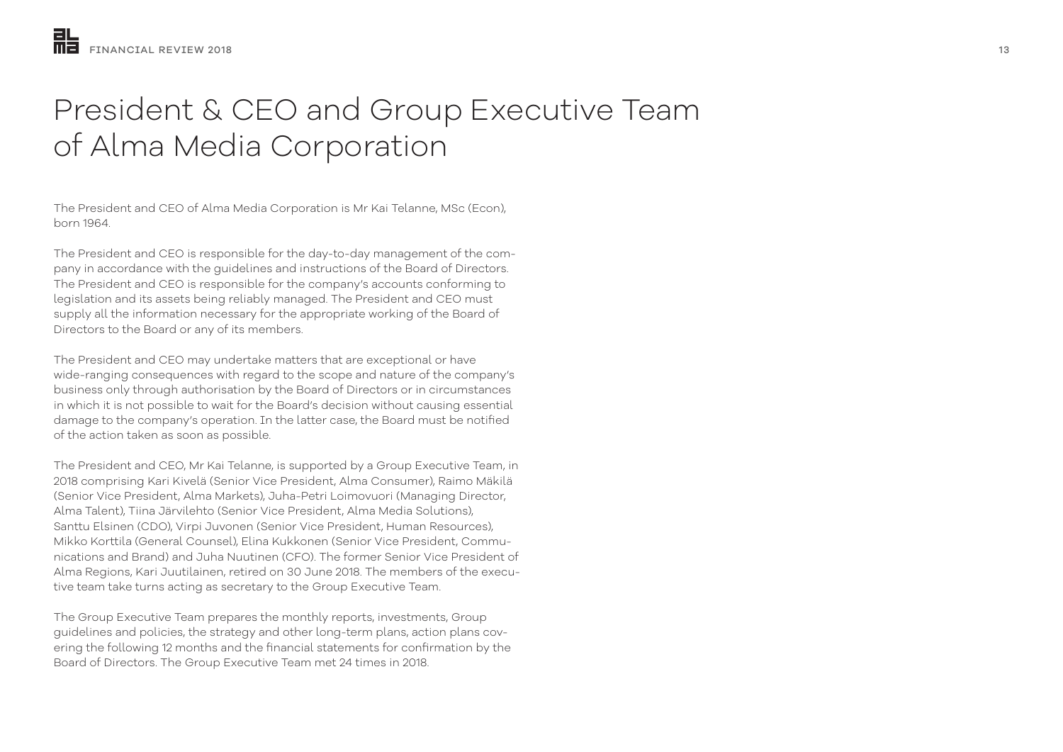# President & CEO and Group Executive Team of Alma Media Corporation

The President and CEO of Alma Media Corporation is Mr Kai Telanne, MSc (Econ), born 1964.

The President and CEO is responsible for the day-to-day management of the company in accordance with the guidelines and instructions of the Board of Directors. The President and CEO is responsible for the company's accounts conforming to legislation and its assets being reliably managed. The President and CEO must supply all the information necessary for the appropriate working of the Board of Directors to the Board or any of its members.

The President and CEO may undertake matters that are exceptional or have wide-ranging consequences with regard to the scope and nature of the company's business only through authorisation by the Board of Directors or in circumstances in which it is not possible to wait for the Board's decision without causing essential damage to the company's operation. In the latter case, the Board must be notified of the action taken as soon as possible.

The President and CEO, Mr Kai Telanne, is supported by a Group Executive Team, in 2018 comprising Kari Kivelä (Senior Vice President, Alma Consumer), Raimo Mäkilä (Senior Vice President, Alma Markets), Juha-Petri Loimovuori (Managing Director, Alma Talent), Tiina Järvilehto (Senior Vice President, Alma Media Solutions), Santtu Elsinen (CDO), Virpi Juvonen (Senior Vice President, Human Resources), Mikko Korttila (General Counsel), Elina Kukkonen (Senior Vice President, Communications and Brand) and Juha Nuutinen (CFO). The former Senior Vice President of Alma Regions, Kari Juutilainen, retired on 30 June 2018. The members of the executive team take turns acting as secretary to the Group Executive Team.

The Group Executive Team prepares the monthly reports, investments, Group guidelines and policies, the strategy and other long-term plans, action plans covering the following 12 months and the financial statements for confirmation by the Board of Directors. The Group Executive Team met 24 times in 2018.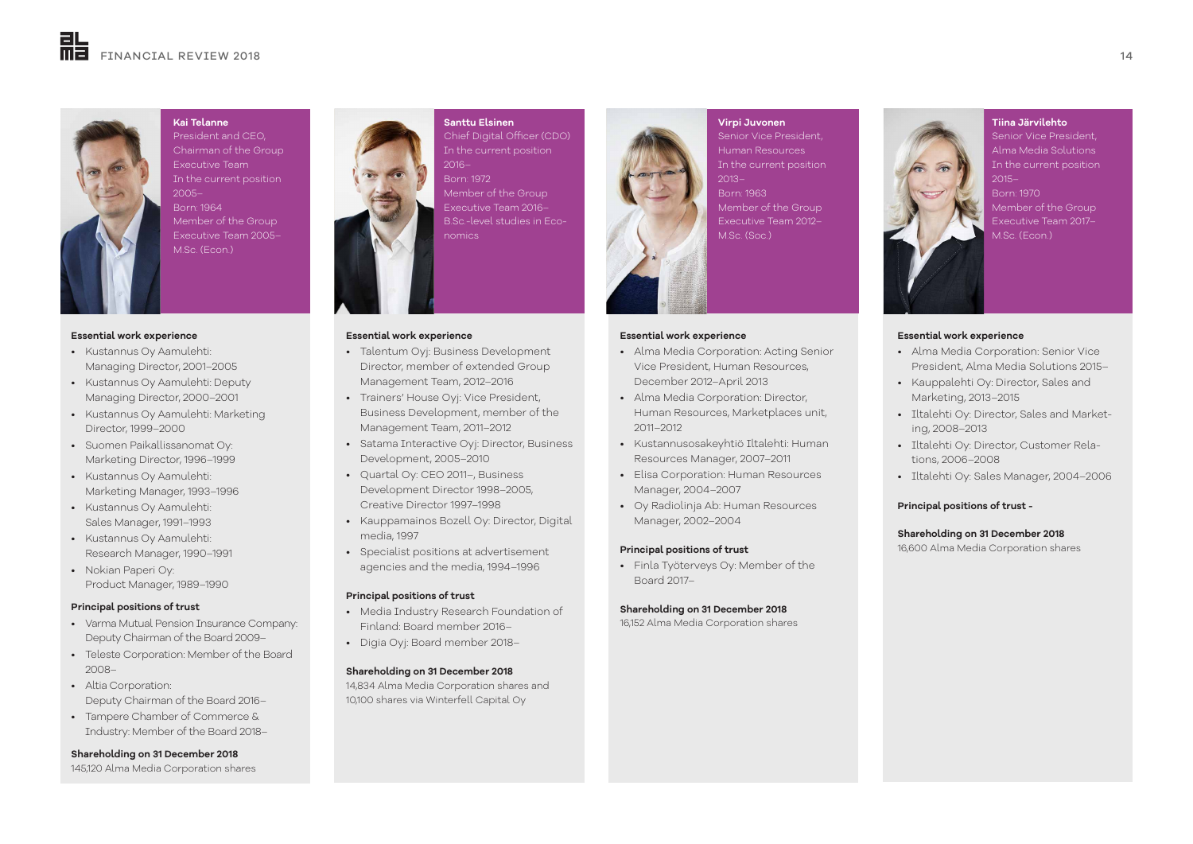## Kai Telanne

President and CEO,
Chairman of the Group Executive Team
In the current position 2005–
Born: 1964
Member of the Group Executive Team 2005–
M.Sc. (Econ.)

**Essential work experience**

- Kustannus Oy Aamulehti: Managing Director, 2001–2005
- Kustannus Oy Aamulehti: Deputy Managing Director, 2000–2001
- Kustannus Oy Aamulehti: Marketing Director, 1999–2000
- Suomen Paikallissanomat Oy: Marketing Director, 1996–1999
- Kustannus Oy Aamulehti: Marketing Manager, 1993–1996
- Kustannus Oy Aamulehti: Sales Manager, 1991–1993
- Kustannus Oy Aamulehti: Research Manager, 1990–1991
- Nokian Paperi Oy: Product Manager, 1989–1990

**Principal positions of trust**

- Varma Mutual Pension Insurance Company: Deputy Chairman of the Board 2009–
- Teleste Corporation: Member of the Board 2008–
- Altia Corporation: Deputy Chairman of the Board 2016–
- Tampere Chamber of Commerce & Industry: Member of the Board 2018–

**Shareholding on 31 December 2018**

145,120 Alma Media Corporation shares

## Santtu Elsinen

Chief Digital Officer (CDO)
In the current position 2016–
Born: 1972
Member of the Group Executive Team 2016–
B.Sc.-level studies in Economics

**Essential work experience**

- Talentum Oyj: Business Development Director, member of extended Group Management Team, 2012–2016
- Trainers' House Oyj: Vice President, Business Development, member of the Management Team, 2011–2012
- Satama Interactive Oyj: Director, Business Development, 2005–2010
- Quartal Oy: CEO 2011–, Business Development Director 1998–2005, Creative Director 1997–1998
- Kauppamainos Bozell Oy: Director, Digital media, 1997
- Specialist positions at advertisement agencies and the media, 1994–1996

**Principal positions of trust**

- Media Industry Research Foundation of Finland: Board member 2016–
- Digia Oyj: Board member 2018–

**Shareholding on 31 December 2018**

14,834 Alma Media Corporation shares and 10,100 shares via Winterfell Capital Oy

## Virpi Juvonen

Senior Vice President, Human Resources
In the current position 2013–
Born: 1963
Member of the Group Executive Team 2012–
M.Sc. (Soc.)

**Essential work experience**

- Alma Media Corporation: Acting Senior Vice President, Human Resources, December 2012–April 2013
- Alma Media Corporation: Director, Human Resources, Marketplaces unit, 2011–2012
- Kustannusosakeyhtiö Iltalehti: Human Resources Manager, 2007–2011
- Elisa Corporation: Human Resources Manager, 2004–2007
- Oy Radiolinja Ab: Human Resources Manager, 2002–2004

**Principal positions of trust**

- Finla Työterveys Oy: Member of the Board 2017–

**Shareholding on 31 December 2018**

16,152 Alma Media Corporation shares

## Tiina Järvilehto

Senior Vice President, Alma Media Solutions
In the current position 2015–
Born: 1970
Member of the Group Executive Team 2017–
M.Sc. (Econ.)

**Essential work experience**

- Alma Media Corporation: Senior Vice President, Alma Media Solutions 2015–
- Kauppalehti Oy: Director, Sales and Marketing, 2013–2015
- Iltalehti Oy: Director, Sales and Marketing, 2008–2013
- Iltalehti Oy: Director, Customer Relations, 2006–2008
- Iltalehti Oy: Sales Manager, 2004–2006

**Principal positions of trust -**

**Shareholding on 31 December 2018**

16,600 Alma Media Corporation shares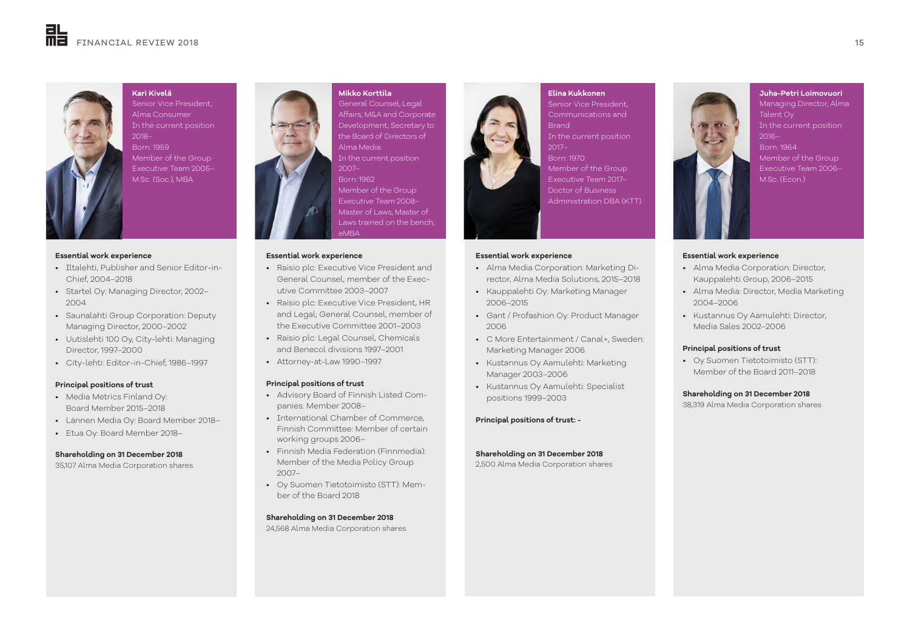## Kari Kivelä

Senior Vice President, Alma Consumer
In the current position 2018–
Born: 1959
Member of the Group Executive Team 2005–
M.Sc. (Soc.), MBA

**Essential work experience**

- Iltalehti, Publisher and Senior Editor-in-Chief, 2004–2018
- Startel Oy: Managing Director, 2002–2004
- Saunalahti Group Corporation: Deputy Managing Director, 2000–2002
- Uutislehti 100 Oy, City-lehti: Managing Director, 1997–2000
- City-lehti: Editor-in-Chief, 1986–1997

**Principal positions of trust**

- Media Metrics Finland Oy: Board Member 2015–2018
- Lännen Media Oy: Board Member 2018–
- Etua Oy: Board Member 2018–

**Shareholding on 31 December 2018**
35,107 Alma Media Corporation shares

## Mikko Korttila

General Counsel, Legal Affairs, M&A and Corporate Development, Secretary to the Board of Directors of Alma Media
In the current position 2007–
Born: 1962
Member of the Group Executive Team 2008–
Master of Laws, Master of Laws trained on the bench, eMBA

**Essential work experience**

- Raisio plc: Executive Vice President and General Counsel; member of the Executive Committee 2003–2007
- Raisio plc: Executive Vice President, HR and Legal; General Counsel, member of the Executive Committee 2001–2003
- Raisio plc: Legal Counsel, Chemicals and Benecol divisions 1997–2001
- Attorney-at-Law 1990–1997

**Principal positions of trust**

- Advisory Board of Finnish Listed Companies: Member 2008–
- International Chamber of Commerce, Finnish Committee: Member of certain working groups 2006–
- Finnish Media Federation (Finnmedia): Member of the Media Policy Group 2007–
- Oy Suomen Tietotoimisto (STT): Member of the Board 2018

**Shareholding on 31 December 2018**
24,568 Alma Media Corporation shares

## Elina Kukkonen

Senior Vice President, Communications and Brand
In the current position 2017–
Born: 1970
Member of the Group Executive Team 2017–
Doctor of Business Administration DBA (KTT)

**Essential work experience**

- Alma Media Corporation: Marketing Director, Alma Media Solutions, 2015–2018
- Kauppalehti Oy: Marketing Manager 2006–2015
- Gant / Profashion Oy: Product Manager 2006
- C More Entertainment / Canal+, Sweden: Marketing Manager 2006
- Kustannus Oy Aamulehti: Marketing Manager 2003–2006
- Kustannus Oy Aamulehti: Specialist positions 1999–2003

**Principal positions of trust: -**

**Shareholding on 31 December 2018**
2,500 Alma Media Corporation shares

## Juha-Petri Loimovuori

Managing Director, Alma Talent Oy
In the current position 2016–
Born: 1964
Member of the Group Executive Team 2006–
M.Sc. (Econ.)

**Essential work experience**

- Alma Media Corporation: Director, Kauppalehti Group, 2006–2015
- Alma Media: Director, Media Marketing 2004–2006
- Kustannus Oy Aamulehti: Director, Media Sales 2002–2006

**Principal positions of trust**

- Oy Suomen Tietotoimisto (STT): Member of the Board 2011–2018

**Shareholding on 31 December 2018**
38,319 Alma Media Corporation shares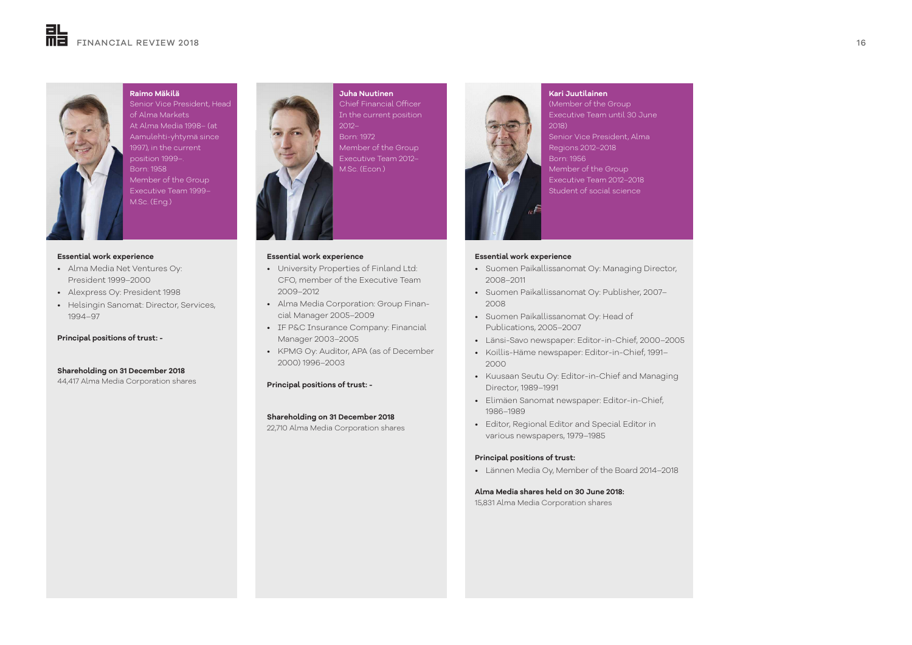### Raimo Mäkilä

Senior Vice President, Head of Alma Markets
At Alma Media 1998– (at Aamulehti-yhtymä since 1997), in the current position 1999–.
Born: 1958
Member of the Group Executive Team 1999–
M.Sc. (Eng.)

**Essential work experience**

- Alma Media Net Ventures Oy: President 1999–2000
- Alexpress Oy: President 1998
- Helsingin Sanomat: Director, Services, 1994–97

**Principal positions of trust: -**

**Shareholding on 31 December 2018**
44,417 Alma Media Corporation shares

### Juha Nuutinen

Chief Financial Officer
In the current position 2012–
Born: 1972
Member of the Group Executive Team 2012–
M.Sc. (Econ.)

**Essential work experience**

- University Properties of Finland Ltd: CFO, member of the Executive Team 2009–2012
- Alma Media Corporation: Group Financial Manager 2005–2009
- IF P&C Insurance Company: Financial Manager 2003–2005
- KPMG Oy: Auditor, APA (as of December 2000) 1996–2003

**Principal positions of trust: -**

**Shareholding on 31 December 2018**
22,710 Alma Media Corporation shares

### Kari Juutilainen

(Member of the Group Executive Team until 30 June 2018)
Senior Vice President, Alma Regions 2012–2018
Born: 1956
Member of the Group Executive Team 2012–2018
Student of social science

**Essential work experience**

- Suomen Paikallissanomat Oy: Managing Director, 2008–2011
- Suomen Paikallissanomat Oy: Publisher, 2007–2008
- Suomen Paikallissanomat Oy: Head of Publications, 2005–2007
- Länsi-Savo newspaper: Editor-in-Chief, 2000–2005
- Koillis-Häme newspaper: Editor-in-Chief, 1991–2000
- Kuusaan Seutu Oy: Editor-in-Chief and Managing Director, 1989–1991
- Elimäen Sanomat newspaper: Editor-in-Chief, 1986–1989
- Editor, Regional Editor and Special Editor in various newspapers, 1979–1985

**Principal positions of trust:**

- Lännen Media Oy, Member of the Board 2014–2018

**Alma Media shares held on 30 June 2018:**
15,831 Alma Media Corporation shares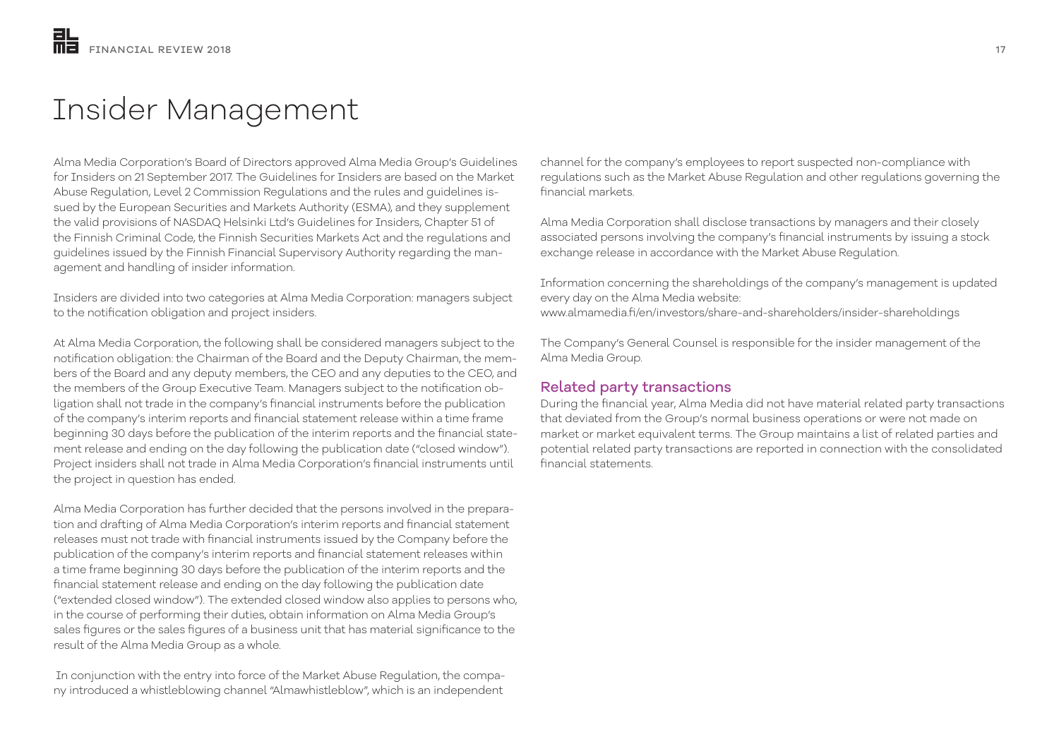# Insider Management

Alma Media Corporation's Board of Directors approved Alma Media Group's Guidelines for Insiders on 21 September 2017. The Guidelines for Insiders are based on the Market Abuse Regulation, Level 2 Commission Regulations and the rules and guidelines issued by the European Securities and Markets Authority (ESMA), and they supplement the valid provisions of NASDAQ Helsinki Ltd's Guidelines for Insiders, Chapter 51 of the Finnish Criminal Code, the Finnish Securities Markets Act and the regulations and guidelines issued by the Finnish Financial Supervisory Authority regarding the management and handling of insider information.

Insiders are divided into two categories at Alma Media Corporation: managers subject to the notification obligation and project insiders.

At Alma Media Corporation, the following shall be considered managers subject to the notification obligation: the Chairman of the Board and the Deputy Chairman, the members of the Board and any deputy members, the CEO and any deputies to the CEO, and the members of the Group Executive Team. Managers subject to the notification obligation shall not trade in the company's financial instruments before the publication of the company's interim reports and financial statement release within a time frame beginning 30 days before the publication of the interim reports and the financial statement release and ending on the day following the publication date ("closed window"). Project insiders shall not trade in Alma Media Corporation's financial instruments until the project in question has ended.

Alma Media Corporation has further decided that the persons involved in the preparation and drafting of Alma Media Corporation's interim reports and financial statement releases must not trade with financial instruments issued by the Company before the publication of the company's interim reports and financial statement releases within a time frame beginning 30 days before the publication of the interim reports and the financial statement release and ending on the day following the publication date ("extended closed window"). The extended closed window also applies to persons who, in the course of performing their duties, obtain information on Alma Media Group's sales figures or the sales figures of a business unit that has material significance to the result of the Alma Media Group as a whole.

In conjunction with the entry into force of the Market Abuse Regulation, the company introduced a whistleblowing channel "Almawhistleblow", which is an independent channel for the company's employees to report suspected non-compliance with regulations such as the Market Abuse Regulation and other regulations governing the financial markets.

Alma Media Corporation shall disclose transactions by managers and their closely associated persons involving the company's financial instruments by issuing a stock exchange release in accordance with the Market Abuse Regulation.

Information concerning the shareholdings of the company's management is updated every day on the Alma Media website:
www.almamedia.fi/en/investors/share-and-shareholders/insider-shareholdings

The Company's General Counsel is responsible for the insider management of the Alma Media Group.

## Related party transactions

During the financial year, Alma Media did not have material related party transactions that deviated from the Group's normal business operations or were not made on market or market equivalent terms. The Group maintains a list of related parties and potential related party transactions are reported in connection with the consolidated financial statements.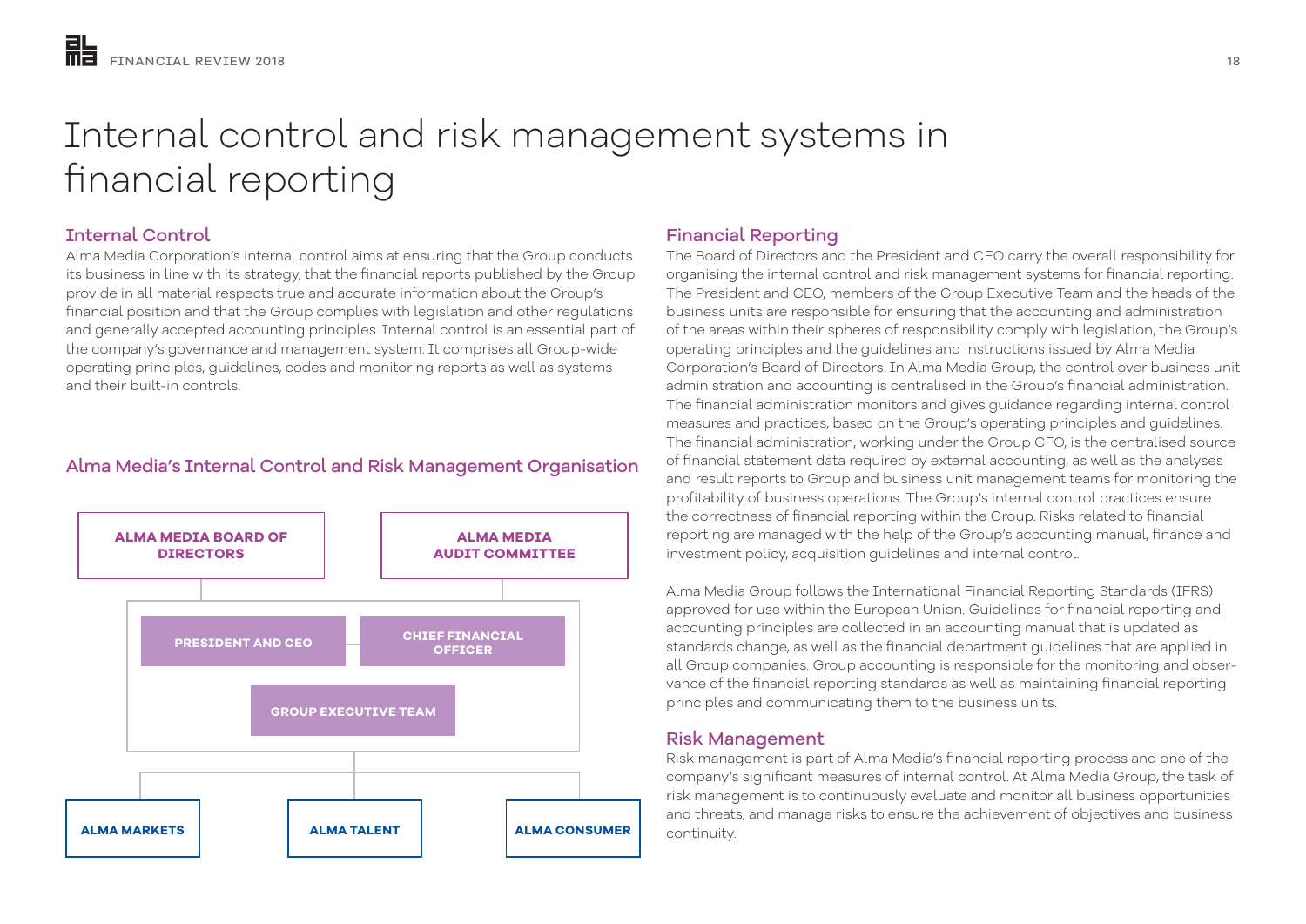# Internal control and risk management systems in financial reporting

## Internal Control

Alma Media Corporation's internal control aims at ensuring that the Group conducts its business in line with its strategy, that the financial reports published by the Group provide in all material respects true and accurate information about the Group's financial position and that the Group complies with legislation and other regulations and generally accepted accounting principles. Internal control is an essential part of the company's governance and management system. It comprises all Group-wide operating principles, guidelines, codes and monitoring reports as well as systems and their built-in controls.

### Alma Media's Internal Control and Risk Management Organisation

ALMA MEDIA BOARD OF DIRECTORS

ALMA MEDIA AUDIT COMMITTEE

PRESIDENT AND CEO

CHIEF FINANCIAL OFFICER

GROUP EXECUTIVE TEAM

ALMA MARKETS

ALMA TALENT

ALMA CONSUMER

## Financial Reporting

The Board of Directors and the President and CEO carry the overall responsibility for organising the internal control and risk management systems for financial reporting. The President and CEO, members of the Group Executive Team and the heads of the business units are responsible for ensuring that the accounting and administration of the areas within their spheres of responsibility comply with legislation, the Group's operating principles and the guidelines and instructions issued by Alma Media Corporation's Board of Directors. In Alma Media Group, the control over business unit administration and accounting is centralised in the Group's financial administration. The financial administration monitors and gives guidance regarding internal control measures and practices, based on the Group's operating principles and guidelines. The financial administration, working under the Group CFO, is the centralised source of financial statement data required by external accounting, as well as the analyses and result reports to Group and business unit management teams for monitoring the profitability of business operations. The Group's internal control practices ensure the correctness of financial reporting within the Group. Risks related to financial reporting are managed with the help of the Group's accounting manual, finance and investment policy, acquisition guidelines and internal control.

Alma Media Group follows the International Financial Reporting Standards (IFRS) approved for use within the European Union. Guidelines for financial reporting and accounting principles are collected in an accounting manual that is updated as standards change, as well as the financial department guidelines that are applied in all Group companies. Group accounting is responsible for the monitoring and observance of the financial reporting standards as well as maintaining financial reporting principles and communicating them to the business units.

## Risk Management

Risk management is part of Alma Media's financial reporting process and one of the company's significant measures of internal control. At Alma Media Group, the task of risk management is to continuously evaluate and monitor all business opportunities and threats, and manage risks to ensure the achievement of objectives and business continuity.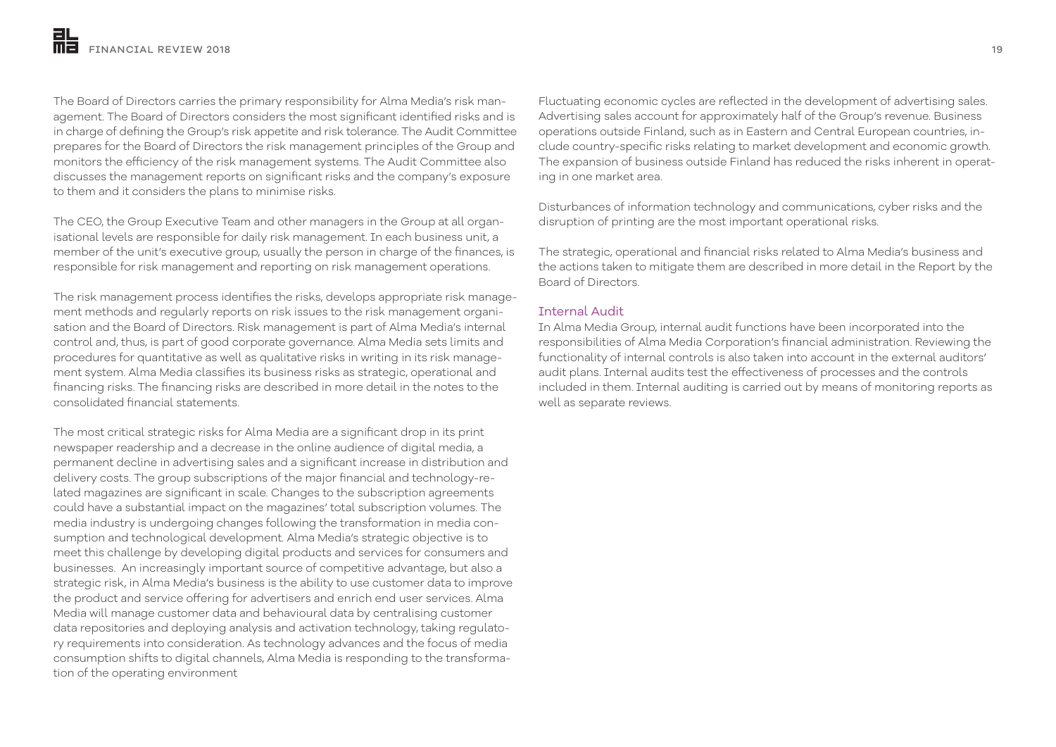The Board of Directors carries the primary responsibility for Alma Media's risk management. The Board of Directors considers the most significant identified risks and is in charge of defining the Group's risk appetite and risk tolerance. The Audit Committee prepares for the Board of Directors the risk management principles of the Group and monitors the efficiency of the risk management systems. The Audit Committee also discusses the management reports on significant risks and the company's exposure to them and it considers the plans to minimise risks.

The CEO, the Group Executive Team and other managers in the Group at all organisational levels are responsible for daily risk management. In each business unit, a member of the unit's executive group, usually the person in charge of the finances, is responsible for risk management and reporting on risk management operations.

The risk management process identifies the risks, develops appropriate risk management methods and regularly reports on risk issues to the risk management organisation and the Board of Directors. Risk management is part of Alma Media's internal control and, thus, is part of good corporate governance. Alma Media sets limits and procedures for quantitative as well as qualitative risks in writing in its risk management system. Alma Media classifies its business risks as strategic, operational and financing risks. The financing risks are described in more detail in the notes to the consolidated financial statements.

The most critical strategic risks for Alma Media are a significant drop in its print newspaper readership and a decrease in the online audience of digital media, a permanent decline in advertising sales and a significant increase in distribution and delivery costs. The group subscriptions of the major financial and technology-related magazines are significant in scale. Changes to the subscription agreements could have a substantial impact on the magazines' total subscription volumes. The media industry is undergoing changes following the transformation in media consumption and technological development. Alma Media's strategic objective is to meet this challenge by developing digital products and services for consumers and businesses. An increasingly important source of competitive advantage, but also a strategic risk, in Alma Media's business is the ability to use customer data to improve the product and service offering for advertisers and enrich end user services. Alma Media will manage customer data and behavioural data by centralising customer data repositories and deploying analysis and activation technology, taking regulatory requirements into consideration. As technology advances and the focus of media consumption shifts to digital channels, Alma Media is responding to the transformation of the operating environment

Fluctuating economic cycles are reflected in the development of advertising sales. Advertising sales account for approximately half of the Group's revenue. Business operations outside Finland, such as in Eastern and Central European countries, include country-specific risks relating to market development and economic growth. The expansion of business outside Finland has reduced the risks inherent in operating in one market area.

Disturbances of information technology and communications, cyber risks and the disruption of printing are the most important operational risks.

The strategic, operational and financial risks related to Alma Media's business and the actions taken to mitigate them are described in more detail in the Report by the Board of Directors.

### Internal Audit

In Alma Media Group, internal audit functions have been incorporated into the responsibilities of Alma Media Corporation's financial administration. Reviewing the functionality of internal controls is also taken into account in the external auditors' audit plans. Internal audits test the effectiveness of processes and the controls included in them. Internal auditing is carried out by means of monitoring reports as well as separate reviews.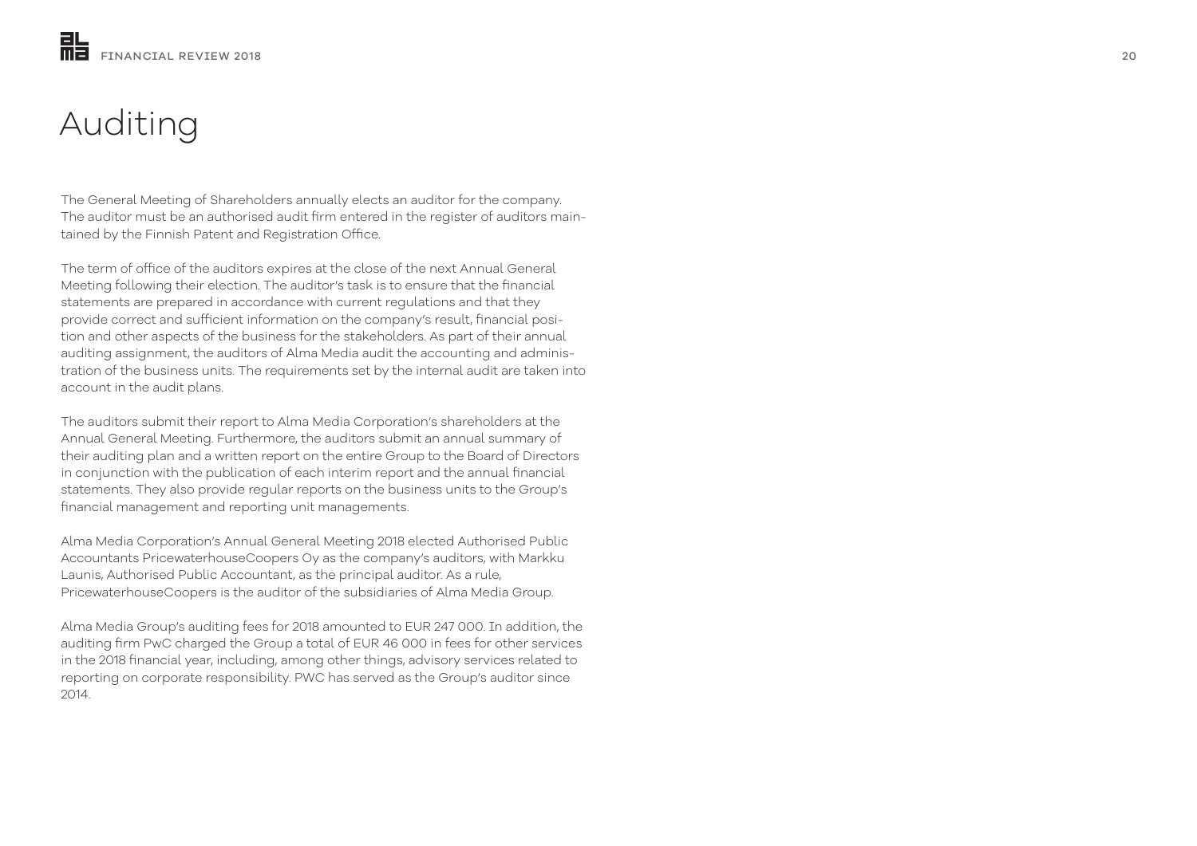# Auditing

The General Meeting of Shareholders annually elects an auditor for the company. The auditor must be an authorised audit firm entered in the register of auditors maintained by the Finnish Patent and Registration Office.

The term of office of the auditors expires at the close of the next Annual General Meeting following their election. The auditor's task is to ensure that the financial statements are prepared in accordance with current regulations and that they provide correct and sufficient information on the company's result, financial position and other aspects of the business for the stakeholders. As part of their annual auditing assignment, the auditors of Alma Media audit the accounting and administration of the business units. The requirements set by the internal audit are taken into account in the audit plans.

The auditors submit their report to Alma Media Corporation's shareholders at the Annual General Meeting. Furthermore, the auditors submit an annual summary of their auditing plan and a written report on the entire Group to the Board of Directors in conjunction with the publication of each interim report and the annual financial statements. They also provide regular reports on the business units to the Group's financial management and reporting unit managements.

Alma Media Corporation's Annual General Meeting 2018 elected Authorised Public Accountants PricewaterhouseCoopers Oy as the company's auditors, with Markku Launis, Authorised Public Accountant, as the principal auditor. As a rule, PricewaterhouseCoopers is the auditor of the subsidiaries of Alma Media Group.

Alma Media Group's auditing fees for 2018 amounted to EUR 247 000. In addition, the auditing firm PwC charged the Group a total of EUR 46 000 in fees for other services in the 2018 financial year, including, among other things, advisory services related to reporting on corporate responsibility. PWC has served as the Group's auditor since 2014.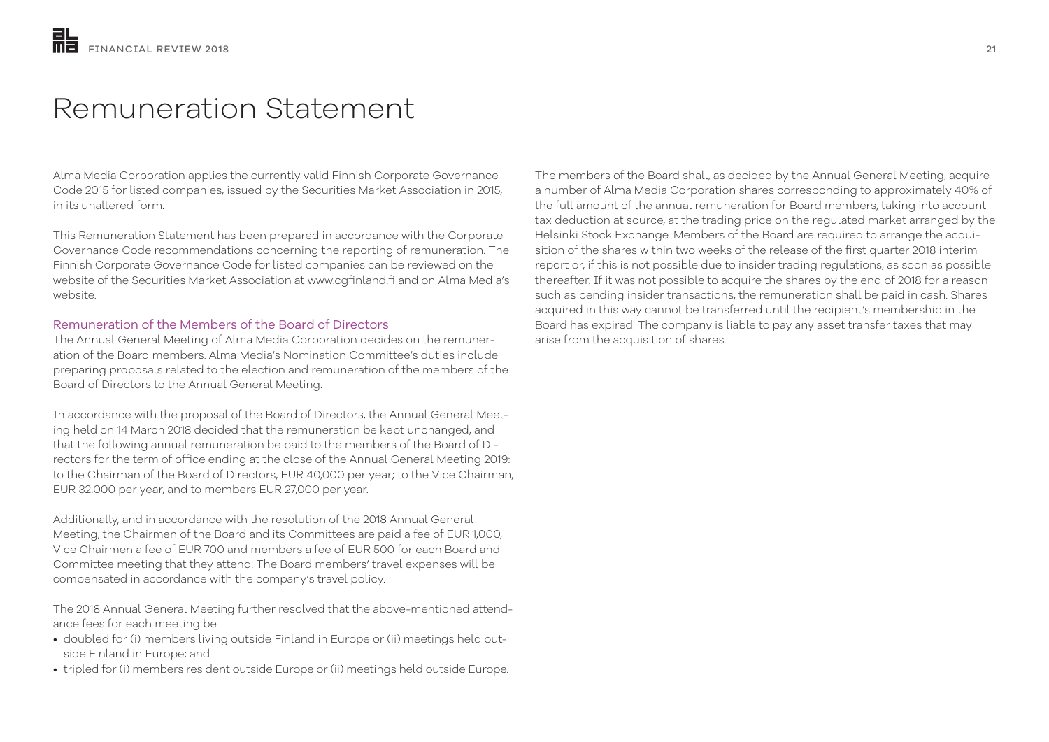# Remuneration Statement

Alma Media Corporation applies the currently valid Finnish Corporate Governance Code 2015 for listed companies, issued by the Securities Market Association in 2015, in its unaltered form.

This Remuneration Statement has been prepared in accordance with the Corporate Governance Code recommendations concerning the reporting of remuneration. The Finnish Corporate Governance Code for listed companies can be reviewed on the website of the Securities Market Association at www.cgfinland.fi and on Alma Media's website.

## Remuneration of the Members of the Board of Directors

The Annual General Meeting of Alma Media Corporation decides on the remuneration of the Board members. Alma Media's Nomination Committee's duties include preparing proposals related to the election and remuneration of the members of the Board of Directors to the Annual General Meeting.

In accordance with the proposal of the Board of Directors, the Annual General Meeting held on 14 March 2018 decided that the remuneration be kept unchanged, and that the following annual remuneration be paid to the members of the Board of Directors for the term of office ending at the close of the Annual General Meeting 2019: to the Chairman of the Board of Directors, EUR 40,000 per year; to the Vice Chairman, EUR 32,000 per year, and to members EUR 27,000 per year.

Additionally, and in accordance with the resolution of the 2018 Annual General Meeting, the Chairmen of the Board and its Committees are paid a fee of EUR 1,000, Vice Chairmen a fee of EUR 700 and members a fee of EUR 500 for each Board and Committee meeting that they attend. The Board members' travel expenses will be compensated in accordance with the company's travel policy.

The 2018 Annual General Meeting further resolved that the above-mentioned attendance fees for each meeting be

- doubled for (i) members living outside Finland in Europe or (ii) meetings held outside Finland in Europe; and
- tripled for (i) members resident outside Europe or (ii) meetings held outside Europe.

The members of the Board shall, as decided by the Annual General Meeting, acquire a number of Alma Media Corporation shares corresponding to approximately 40% of the full amount of the annual remuneration for Board members, taking into account tax deduction at source, at the trading price on the regulated market arranged by the Helsinki Stock Exchange. Members of the Board are required to arrange the acquisition of the shares within two weeks of the release of the first quarter 2018 interim report or, if this is not possible due to insider trading regulations, as soon as possible thereafter. If it was not possible to acquire the shares by the end of 2018 for a reason such as pending insider transactions, the remuneration shall be paid in cash. Shares acquired in this way cannot be transferred until the recipient's membership in the Board has expired. The company is liable to pay any asset transfer taxes that may arise from the acquisition of shares.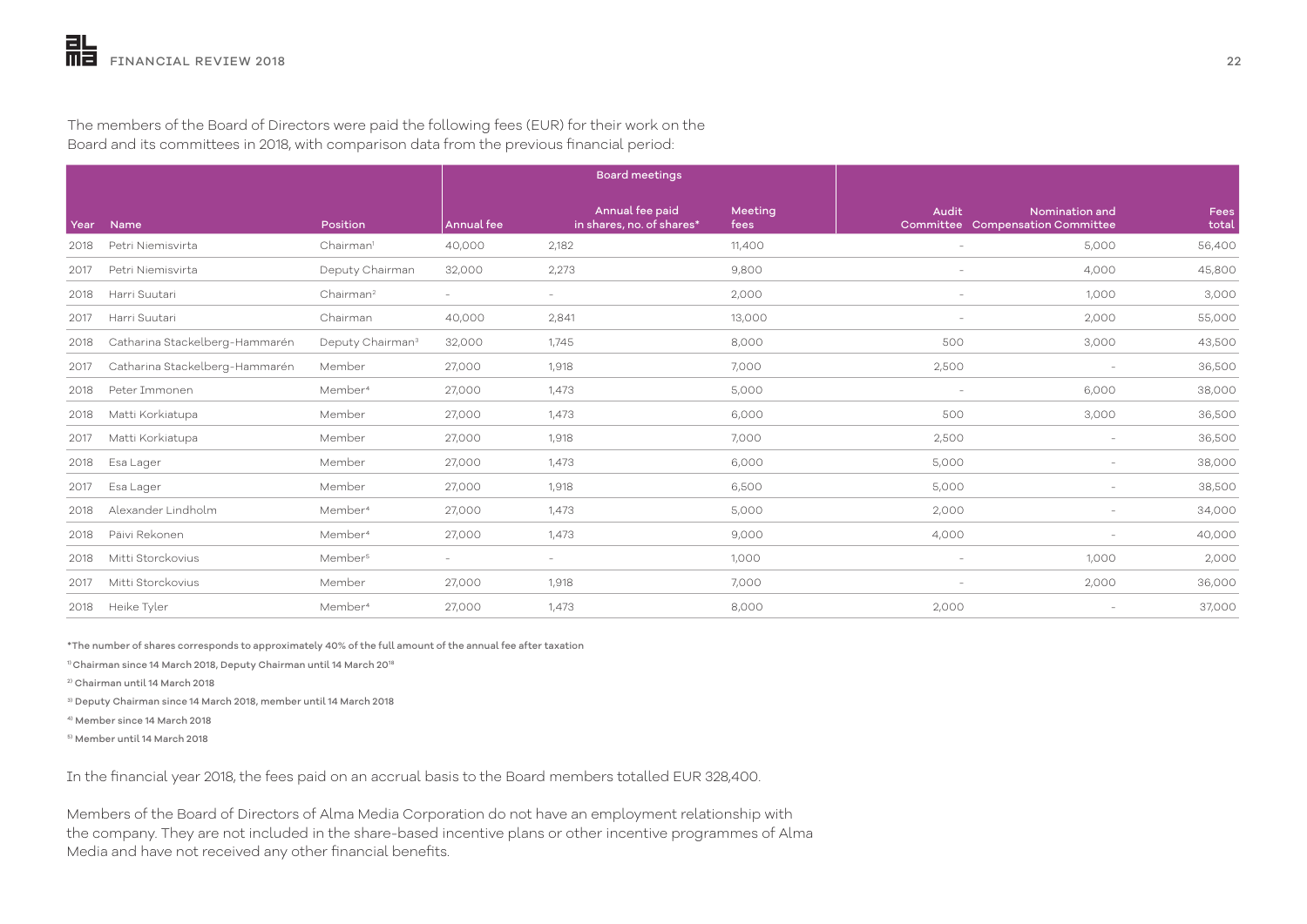The members of the Board of Directors were paid the following fees (EUR) for their work on the Board and its committees in 2018, with comparison data from the previous financial period:

| | | | Board meetings | | | | | |
|---|---|---|---|---|---|---|---|---|
| Year | Name | Position | Annual fee | Annual fee paid in shares, no. of shares* | Meeting fees | Audit Committee | Nomination and Compensation Committee | Fees total |
| 2018 | Petri Niemisvirta | Chairman[1] | 40,000 | 2,182 | 11,400 | – | 5,000 | 56,400 |
| 2017 | Petri Niemisvirta | Deputy Chairman | 32,000 | 2,273 | 9,800 | – | 4,000 | 45,800 |
| 2018 | Harri Suutari | Chairman[2] | – | – | 2,000 | – | 1,000 | 3,000 |
| 2017 | Harri Suutari | Chairman | 40,000 | 2,841 | 13,000 | – | 2,000 | 55,000 |
| 2018 | Catharina Stackelberg-Hammarén | Deputy Chairman[3] | 32,000 | 1,745 | 8,000 | 500 | 3,000 | 43,500 |
| 2017 | Catharina Stackelberg-Hammarén | Member | 27,000 | 1,918 | 7,000 | 2,500 | – | 36,500 |
| 2018 | Peter Immonen | Member[4] | 27,000 | 1,473 | 5,000 | – | 6,000 | 38,000 |
| 2018 | Matti Korkiatupa | Member | 27,000 | 1,473 | 6,000 | 500 | 3,000 | 36,500 |
| 2017 | Matti Korkiatupa | Member | 27,000 | 1,918 | 7,000 | 2,500 | – | 36,500 |
| 2018 | Esa Lager | Member | 27,000 | 1,473 | 6,000 | 5,000 | – | 38,000 |
| 2017 | Esa Lager | Member | 27,000 | 1,918 | 6,500 | 5,000 | – | 38,500 |
| 2018 | Alexander Lindholm | Member[4] | 27,000 | 1,473 | 5,000 | 2,000 | – | 34,000 |
| 2018 | Päivi Rekonen | Member[4] | 27,000 | 1,473 | 9,000 | 4,000 | – | 40,000 |
| 2018 | Mitti Storckovius | Member[5] | – | – | 1,000 | – | 1,000 | 2,000 |
| 2017 | Mitti Storckovius | Member | 27,000 | 1,918 | 7,000 | – | 2,000 | 36,000 |
| 2018 | Heike Tyler | Member[4] | 27,000 | 1,473 | 8,000 | 2,000 | – | 37,000 |

*The number of shares corresponds to approximately 40% of the full amount of the annual fee after taxation

[1] Chairman since 14 March 2018, Deputy Chairman until 14 March 2018

[2] Chairman until 14 March 2018

[3] Deputy Chairman since 14 March 2018, member until 14 March 2018

[4] Member since 14 March 2018

[5] Member until 14 March 2018

In the financial year 2018, the fees paid on an accrual basis to the Board members totalled EUR 328,400.

Members of the Board of Directors of Alma Media Corporation do not have an employment relationship with the company. They are not included in the share-based incentive plans or other incentive programmes of Alma Media and have not received any other financial benefits.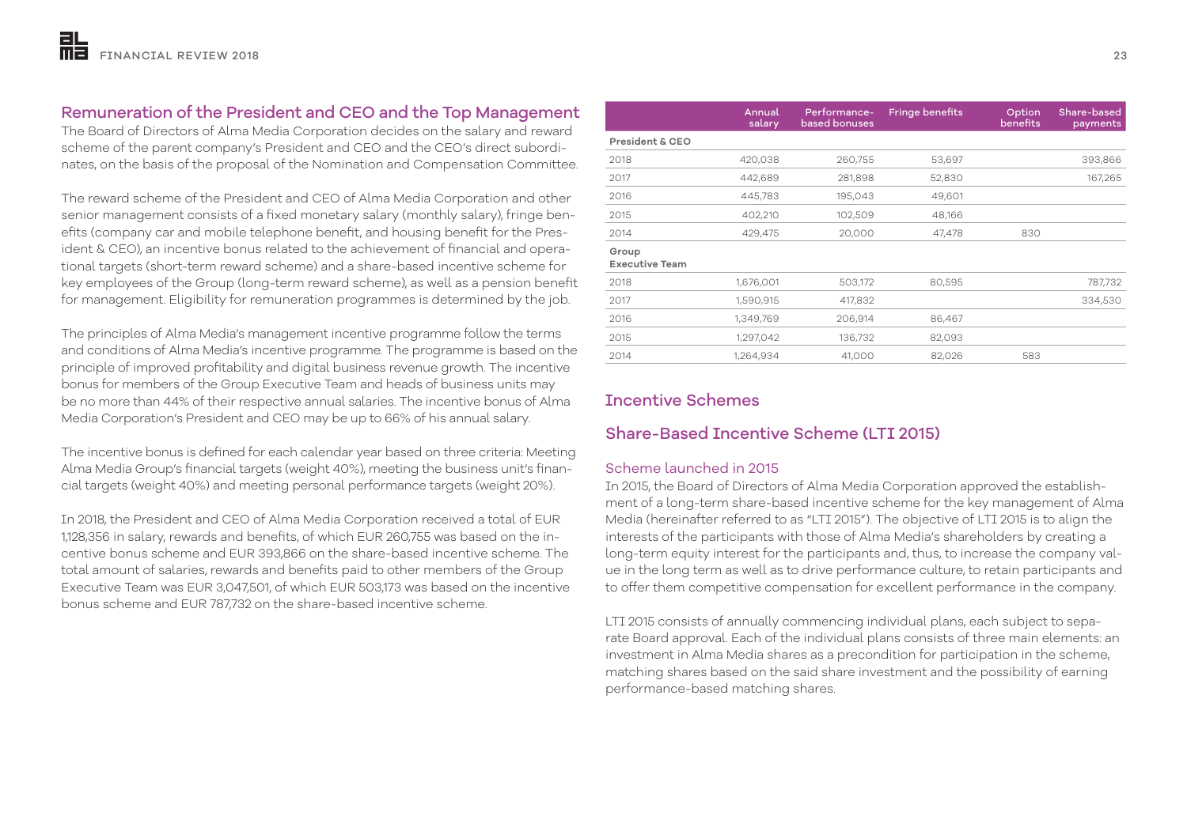## Remuneration of the President and CEO and the Top Management

The Board of Directors of Alma Media Corporation decides on the salary and reward scheme of the parent company's President and CEO and the CEO's direct subordinates, on the basis of the proposal of the Nomination and Compensation Committee.

The reward scheme of the President and CEO of Alma Media Corporation and other senior management consists of a fixed monetary salary (monthly salary), fringe benefits (company car and mobile telephone benefit, and housing benefit for the President & CEO), an incentive bonus related to the achievement of financial and operational targets (short-term reward scheme) and a share-based incentive scheme for key employees of the Group (long-term reward scheme), as well as a pension benefit for management. Eligibility for remuneration programmes is determined by the job.

The principles of Alma Media's management incentive programme follow the terms and conditions of Alma Media's incentive programme. The programme is based on the principle of improved profitability and digital business revenue growth. The incentive bonus for members of the Group Executive Team and heads of business units may be no more than 44% of their respective annual salaries. The incentive bonus of Alma Media Corporation's President and CEO may be up to 66% of his annual salary.

The incentive bonus is defined for each calendar year based on three criteria: Meeting Alma Media Group's financial targets (weight 40%), meeting the business unit's financial targets (weight 40%) and meeting personal performance targets (weight 20%).

In 2018, the President and CEO of Alma Media Corporation received a total of EUR 1,128,356 in salary, rewards and benefits, of which EUR 260,755 was based on the incentive bonus scheme and EUR 393,866 on the share-based incentive scheme. The total amount of salaries, rewards and benefits paid to other members of the Group Executive Team was EUR 3,047,501, of which EUR 503,173 was based on the incentive bonus scheme and EUR 787,732 on the share-based incentive scheme.

| | Annual salary | Performance-based bonuses | Fringe benefits | Option benefits | Share-based payments |
|---|---|---|---|---|---|
| **President & CEO** | | | | | |
| 2018 | 420,038 | 260,755 | 53,697 | | 393,866 |
| 2017 | 442,689 | 281,898 | 52,830 | | 167,265 |
| 2016 | 445,783 | 195,043 | 49,601 | | |
| 2015 | 402,210 | 102,509 | 48,166 | | |
| 2014 | 429,475 | 20,000 | 47,478 | 830 | |
| **Group Executive Team** | | | | | |
| 2018 | 1,676,001 | 503,172 | 80,595 | | 787,732 |
| 2017 | 1,590,915 | 417,832 | | | 334,530 |
| 2016 | 1,349,769 | 206,914 | 86,467 | | |
| 2015 | 1,297,042 | 136,732 | 82,093 | | |
| 2014 | 1,264,934 | 41,000 | 82,026 | 583 | |

## Incentive Schemes

## Share-Based Incentive Scheme (LTI 2015)

### Scheme launched in 2015

In 2015, the Board of Directors of Alma Media Corporation approved the establishment of a long-term share-based incentive scheme for the key management of Alma Media (hereinafter referred to as "LTI 2015"). The objective of LTI 2015 is to align the interests of the participants with those of Alma Media's shareholders by creating a long-term equity interest for the participants and, thus, to increase the company value in the long term as well as to drive performance culture, to retain participants and to offer them competitive compensation for excellent performance in the company.

LTI 2015 consists of annually commencing individual plans, each subject to separate Board approval. Each of the individual plans consists of three main elements: an investment in Alma Media shares as a precondition for participation in the scheme, matching shares based on the said share investment and the possibility of earning performance-based matching shares.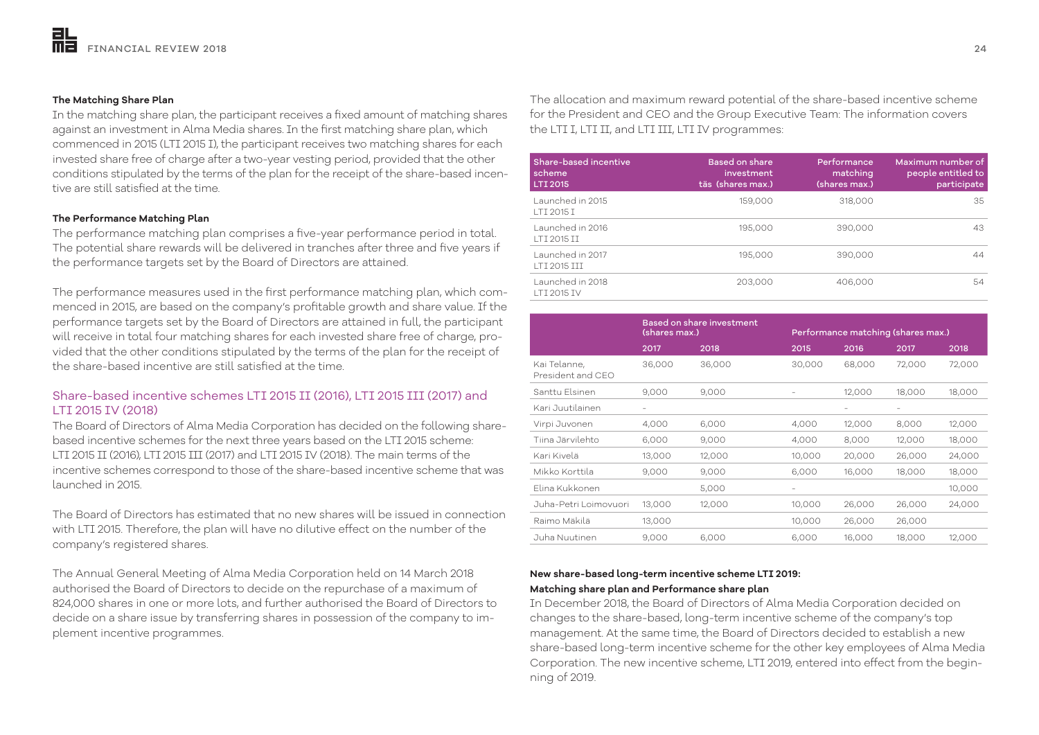#### The Matching Share Plan

In the matching share plan, the participant receives a fixed amount of matching shares against an investment in Alma Media shares. In the first matching share plan, which commenced in 2015 (LTI 2015 I), the participant receives two matching shares for each invested share free of charge after a two-year vesting period, provided that the other conditions stipulated by the terms of the plan for the receipt of the share-based incentive are still satisfied at the time.

#### The Performance Matching Plan

The performance matching plan comprises a five-year performance period in total. The potential share rewards will be delivered in tranches after three and five years if the performance targets set by the Board of Directors are attained.

The performance measures used in the first performance matching plan, which commenced in 2015, are based on the company's profitable growth and share value. If the performance targets set by the Board of Directors are attained in full, the participant will receive in total four matching shares for each invested share free of charge, provided that the other conditions stipulated by the terms of the plan for the receipt of the share-based incentive are still satisfied at the time.

### Share-based incentive schemes LTI 2015 II (2016), LTI 2015 III (2017) and LTI 2015 IV (2018)

The Board of Directors of Alma Media Corporation has decided on the following share-based incentive schemes for the next three years based on the LTI 2015 scheme: LTI 2015 II (2016), LTI 2015 III (2017) and LTI 2015 IV (2018). The main terms of the incentive schemes correspond to those of the share-based incentive scheme that was launched in 2015.

The Board of Directors has estimated that no new shares will be issued in connection with LTI 2015. Therefore, the plan will have no dilutive effect on the number of the company's registered shares.

The Annual General Meeting of Alma Media Corporation held on 14 March 2018 authorised the Board of Directors to decide on the repurchase of a maximum of 824,000 shares in one or more lots, and further authorised the Board of Directors to decide on a share issue by transferring shares in possession of the company to implement incentive programmes.

The allocation and maximum reward potential of the share-based incentive scheme for the President and CEO and the Group Executive Team: The information covers the LTI I, LTI II, and LTI III, LTI IV programmes:

| Share-based incentive scheme LTI 2015 | Based on share investment täs (shares max.) | Performance matching (shares max.) | Maximum number of people entitled to participate |
|---|---|---|---|
| Launched in 2015 LTI 2015 I | 159,000 | 318,000 | 35 |
| Launched in 2016 LTI 2015 II | 195,000 | 390,000 | 43 |
| Launched in 2017 LTI 2015 III | 195,000 | 390,000 | 44 |
| Launched in 2018 LTI 2015 IV | 203,000 | 406,000 | 54 |

| | Based on share investment (shares max.) | | Performance matching (shares max.) | | | |
|---|---|---|---|---|---|---|
| | 2017 | 2018 | 2015 | 2016 | 2017 | 2018 |
| Kai Telanne, President and CEO | 36,000 | 36,000 | 30,000 | 68,000 | 72,000 | 72,000 |
| Santtu Elsinen | 9,000 | 9,000 | – | 12,000 | 18,000 | 18,000 |
| Kari Juutilainen | – | | | – | – | |
| Virpi Juvonen | 4,000 | 6,000 | 4,000 | 12,000 | 8,000 | 12,000 |
| Tiina Järvilehto | 6,000 | 9,000 | 4,000 | 8,000 | 12,000 | 18,000 |
| Kari Kivelä | 13,000 | 12,000 | 10,000 | 20,000 | 26,000 | 24,000 |
| Mikko Korttila | 9,000 | 9,000 | 6,000 | 16,000 | 18,000 | 18,000 |
| Elina Kukkonen | | 5,000 | – | | | 10,000 |
| Juha-Petri Loimovuori | 13,000 | 12,000 | 10,000 | 26,000 | 26,000 | 24,000 |
| Raimo Mäkilä | 13,000 | | 10,000 | 26,000 | 26,000 | |
| Juha Nuutinen | 9,000 | 6,000 | 6,000 | 16,000 | 18,000 | 12,000 |

#### New share-based long-term incentive scheme LTI 2019: Matching share plan and Performance share plan

In December 2018, the Board of Directors of Alma Media Corporation decided on changes to the share-based, long-term incentive scheme of the company's top management. At the same time, the Board of Directors decided to establish a new share-based long-term incentive scheme for the other key employees of Alma Media Corporation. The new incentive scheme, LTI 2019, entered into effect from the beginning of 2019.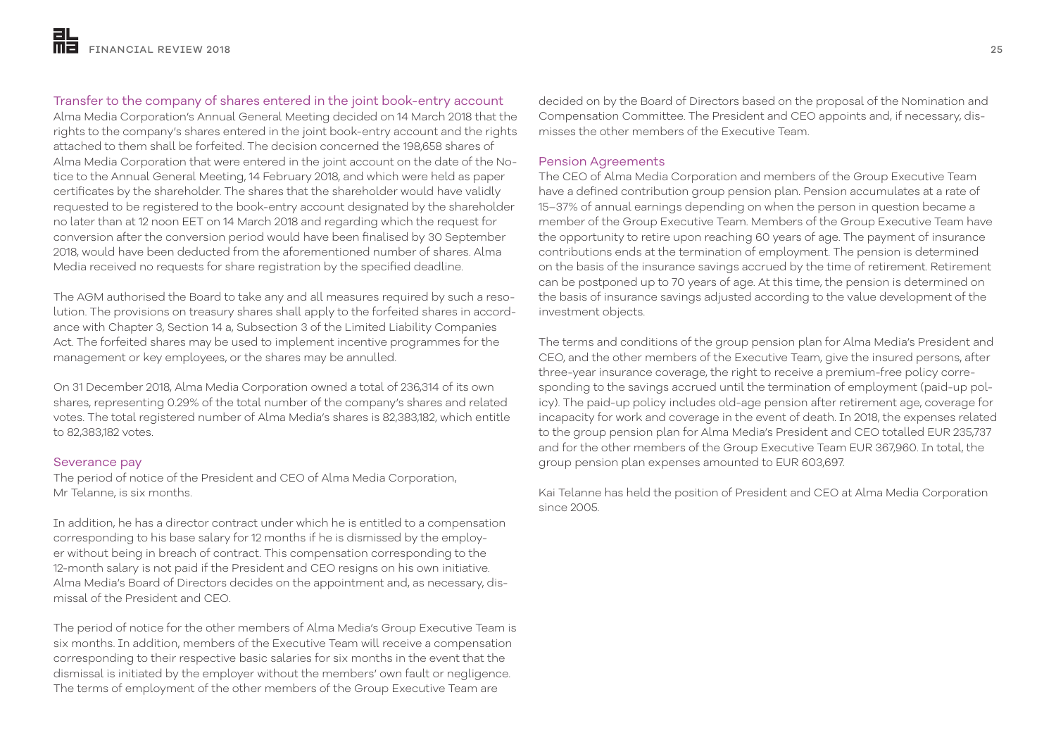## Transfer to the company of shares entered in the joint book-entry account

Alma Media Corporation's Annual General Meeting decided on 14 March 2018 that the rights to the company's shares entered in the joint book-entry account and the rights attached to them shall be forfeited. The decision concerned the 198,658 shares of Alma Media Corporation that were entered in the joint account on the date of the Notice to the Annual General Meeting, 14 February 2018, and which were held as paper certificates by the shareholder. The shares that the shareholder would have validly requested to be registered to the book-entry account designated by the shareholder no later than at 12 noon EET on 14 March 2018 and regarding which the request for conversion after the conversion period would have been finalised by 30 September 2018, would have been deducted from the aforementioned number of shares. Alma Media received no requests for share registration by the specified deadline.

The AGM authorised the Board to take any and all measures required by such a resolution. The provisions on treasury shares shall apply to the forfeited shares in accordance with Chapter 3, Section 14 a, Subsection 3 of the Limited Liability Companies Act. The forfeited shares may be used to implement incentive programmes for the management or key employees, or the shares may be annulled.

On 31 December 2018, Alma Media Corporation owned a total of 236,314 of its own shares, representing 0.29% of the total number of the company's shares and related votes. The total registered number of Alma Media's shares is 82,383,182, which entitle to 82,383,182 votes.

## Severance pay

The period of notice of the President and CEO of Alma Media Corporation, Mr Telanne, is six months.

In addition, he has a director contract under which he is entitled to a compensation corresponding to his base salary for 12 months if he is dismissed by the employer without being in breach of contract. This compensation corresponding to the 12-month salary is not paid if the President and CEO resigns on his own initiative. Alma Media's Board of Directors decides on the appointment and, as necessary, dismissal of the President and CEO.

The period of notice for the other members of Alma Media's Group Executive Team is six months. In addition, members of the Executive Team will receive a compensation corresponding to their respective basic salaries for six months in the event that the dismissal is initiated by the employer without the members' own fault or negligence. The terms of employment of the other members of the Group Executive Team are decided on by the Board of Directors based on the proposal of the Nomination and Compensation Committee. The President and CEO appoints and, if necessary, dismisses the other members of the Executive Team.

## Pension Agreements

The CEO of Alma Media Corporation and members of the Group Executive Team have a defined contribution group pension plan. Pension accumulates at a rate of 15–37% of annual earnings depending on when the person in question became a member of the Group Executive Team. Members of the Group Executive Team have the opportunity to retire upon reaching 60 years of age. The payment of insurance contributions ends at the termination of employment. The pension is determined on the basis of the insurance savings accrued by the time of retirement. Retirement can be postponed up to 70 years of age. At this time, the pension is determined on the basis of insurance savings adjusted according to the value development of the investment objects.

The terms and conditions of the group pension plan for Alma Media's President and CEO, and the other members of the Executive Team, give the insured persons, after three-year insurance coverage, the right to receive a premium-free policy corresponding to the savings accrued until the termination of employment (paid-up policy). The paid-up policy includes old-age pension after retirement age, coverage for incapacity for work and coverage in the event of death. In 2018, the expenses related to the group pension plan for Alma Media's President and CEO totalled EUR 235,737 and for the other members of the Group Executive Team EUR 367,960. In total, the group pension plan expenses amounted to EUR 603,697.

Kai Telanne has held the position of President and CEO at Alma Media Corporation since 2005.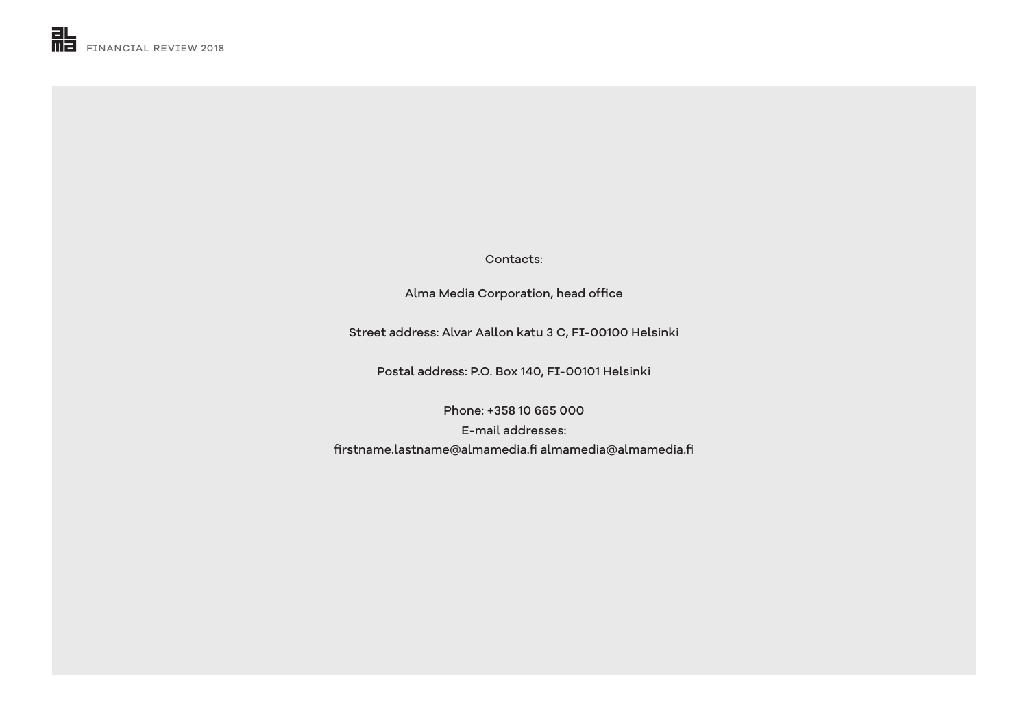Contacts:

Alma Media Corporation, head office

Street address: Alvar Aallon katu 3 C, FI-00100 Helsinki

Postal address: P.O. Box 140, FI-00101 Helsinki

Phone: +358 10 665 000
E-mail addresses:
firstname.lastname@almamedia.fi almamedia@almamedia.fi